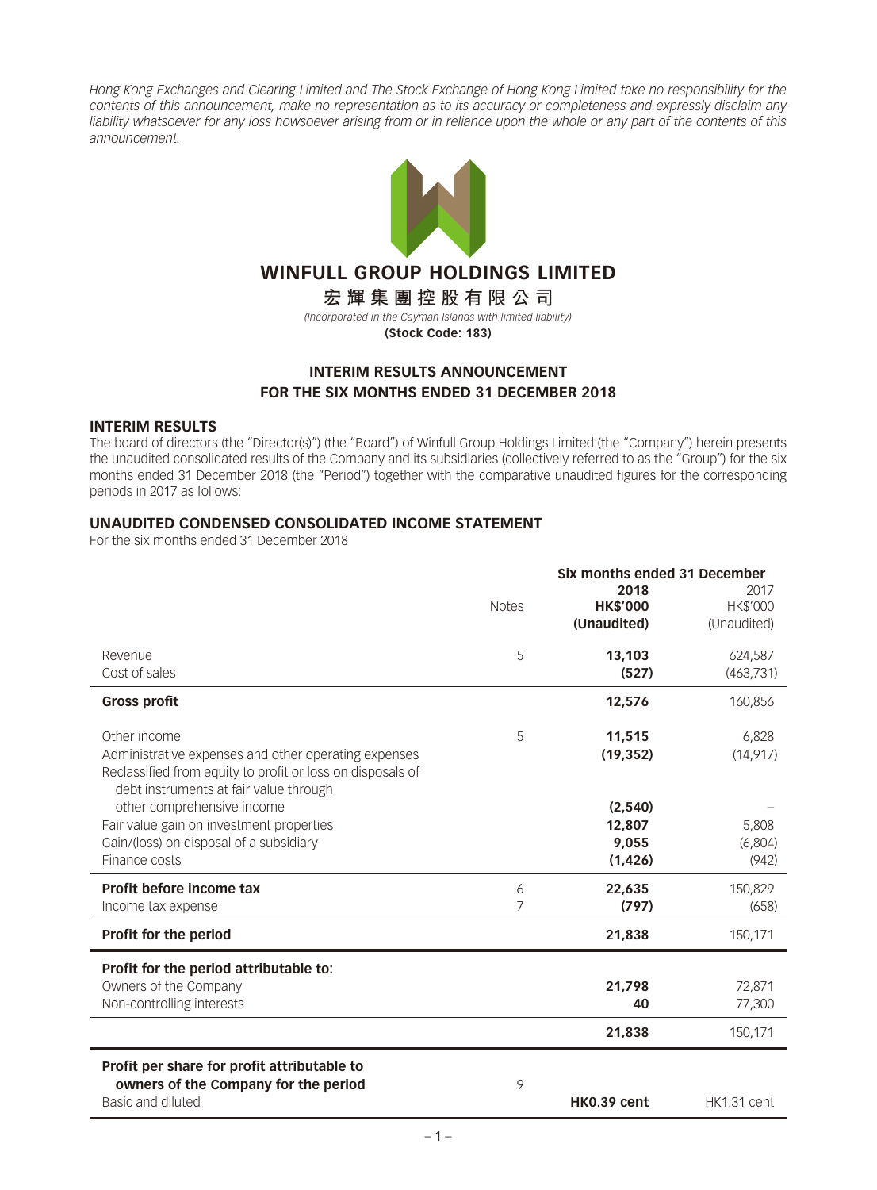*Hong Kong Exchanges and Clearing Limited and The Stock Exchange of Hong Kong Limited take no responsibility for the contents of this announcement, make no representation as to its accuracy or completeness and expressly disclaim any liability whatsoever for any loss howsoever arising from or in reliance upon the whole or any part of the contents of this announcement.*

# WINFULL GROUP HOLDINGS LIMITED

# 宏輝集團控股有限公司

*(Incorporated in the Cayman Islands with limited liability)*

**(Stock Code: 183)**

## INTERIM RESULTS ANNOUNCEMENT FOR THE SIX MONTHS ENDED 31 DECEMBER 2018

### INTERIM RESULTS

The board of directors (the "Director(s)") (the "Board") of Winfull Group Holdings Limited (the "Company") herein presents the unaudited consolidated results of the Company and its subsidiaries (collectively referred to as the "Group") for the six months ended 31 December 2018 (the "Period") together with the comparative unaudited figures for the corresponding periods in 2017 as follows:

### UNAUDITED CONDENSED CONSOLIDATED INCOME STATEMENT

For the six months ended 31 December 2018

| | Notes | Six months ended 31 December 2018 HK$'000 (Unaudited) | 2017 HK$'000 (Unaudited) |
|---|---|---|---|
| Revenue | 5 | **13,103** | 624,587 |
| Cost of sales | | **(527)** | (463,731) |
| **Gross profit** | | **12,576** | 160,856 |
| Other income | 5 | **11,515** | 6,828 |
| Administrative expenses and other operating expenses | | **(19,352)** | (14,917) |
| Reclassified from equity to profit or loss on disposals of debt instruments at fair value through other comprehensive income | | **(2,540)** | – |
| Fair value gain on investment properties | | **12,807** | 5,808 |
| Gain/(loss) on disposal of a subsidiary | | **9,055** | (6,804) |
| Finance costs | | **(1,426)** | (942) |
| **Profit before income tax** | 6 | **22,635** | 150,829 |
| Income tax expense | 7 | **(797)** | (658) |
| **Profit for the period** | | **21,838** | 150,171 |
| **Profit for the period attributable to:** | | | |
| Owners of the Company | | **21,798** | 72,871 |
| Non-controlling interests | | **40** | 77,300 |
| | | **21,838** | 150,171 |
| **Profit per share for profit attributable to owners of the Company for the period** | 9 | | |
| Basic and diluted | | **HK0.39 cent** | HK1.31 cent |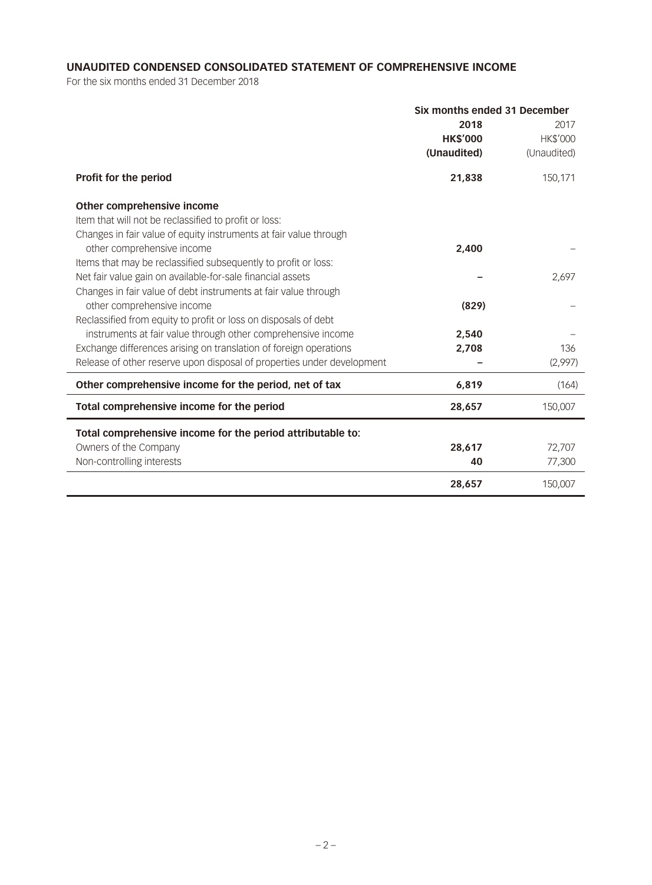## UNAUDITED CONDENSED CONSOLIDATED STATEMENT OF COMPREHENSIVE INCOME

For the six months ended 31 December 2018

| | Six months ended 31 December | |
|---|---|---|
| | **2018** | 2017 |
| | **HK$'000** | HK$'000 |
| | **(Unaudited)** | (Unaudited) |
| **Profit for the period** | **21,838** | 150,171 |
| **Other comprehensive income** | | |
| Item that will not be reclassified to profit or loss: | | |
| Changes in fair value of equity instruments at fair value through other comprehensive income | **2,400** | – |
| Items that may be reclassified subsequently to profit or loss: | | |
| Net fair value gain on available-for-sale financial assets | **–** | 2,697 |
| Changes in fair value of debt instruments at fair value through other comprehensive income | **(829)** | – |
| Reclassified from equity to profit or loss on disposals of debt instruments at fair value through other comprehensive income | **2,540** | – |
| Exchange differences arising on translation of foreign operations | **2,708** | 136 |
| Release of other reserve upon disposal of properties under development | **–** | (2,997) |
| **Other comprehensive income for the period, net of tax** | **6,819** | (164) |
| **Total comprehensive income for the period** | **28,657** | 150,007 |
| **Total comprehensive income for the period attributable to:** | | |
| Owners of the Company | **28,617** | 72,707 |
| Non-controlling interests | **40** | 77,300 |
| | **28,657** | 150,007 |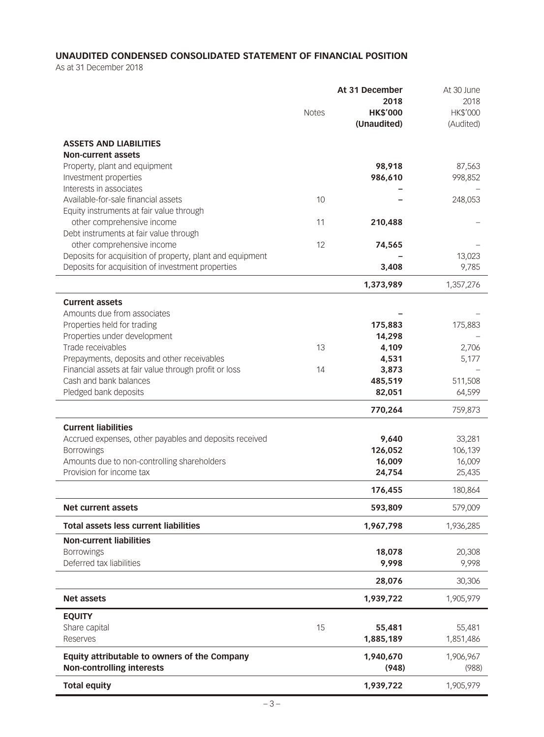## UNAUDITED CONDENSED CONSOLIDATED STATEMENT OF FINANCIAL POSITION

As at 31 December 2018

| | Notes | At 31 December 2018 HK$'000 (Unaudited) | At 30 June 2018 HK$'000 (Audited) |
|---|---|---|---|
| **ASSETS AND LIABILITIES** | | | |
| **Non-current assets** | | | |
| Property, plant and equipment | | **98,918** | 87,563 |
| Investment properties | | **986,610** | 998,852 |
| Interests in associates | | **–** | – |
| Available-for-sale financial assets | 10 | **–** | 248,053 |
| Equity instruments at fair value through other comprehensive income | 11 | **210,488** | – |
| Debt instruments at fair value through other comprehensive income | 12 | **74,565** | – |
| Deposits for acquisition of property, plant and equipment | | **–** | 13,023 |
| Deposits for acquisition of investment properties | | **3,408** | 9,785 |
| | | **1,373,989** | 1,357,276 |
| **Current assets** | | | |
| Amounts due from associates | | **–** | – |
| Properties held for trading | | **175,883** | 175,883 |
| Properties under development | | **14,298** | – |
| Trade receivables | 13 | **4,109** | 2,706 |
| Prepayments, deposits and other receivables | | **4,531** | 5,177 |
| Financial assets at fair value through profit or loss | 14 | **3,873** | – |
| Cash and bank balances | | **485,519** | 511,508 |
| Pledged bank deposits | | **82,051** | 64,599 |
| | | **770,264** | 759,873 |
| **Current liabilities** | | | |
| Accrued expenses, other payables and deposits received | | **9,640** | 33,281 |
| Borrowings | | **126,052** | 106,139 |
| Amounts due to non-controlling shareholders | | **16,009** | 16,009 |
| Provision for income tax | | **24,754** | 25,435 |
| | | **176,455** | 180,864 |
| **Net current assets** | | **593,809** | 579,009 |
| **Total assets less current liabilities** | | **1,967,798** | 1,936,285 |
| **Non-current liabilities** | | | |
| Borrowings | | **18,078** | 20,308 |
| Deferred tax liabilities | | **9,998** | 9,998 |
| | | **28,076** | 30,306 |
| **Net assets** | | **1,939,722** | 1,905,979 |
| **EQUITY** | | | |
| Share capital | 15 | **55,481** | 55,481 |
| Reserves | | **1,885,189** | 1,851,486 |
| **Equity attributable to owners of the Company** | | **1,940,670** | 1,906,967 |
| **Non-controlling interests** | | **(948)** | (988) |
| **Total equity** | | **1,939,722** | 1,905,979 |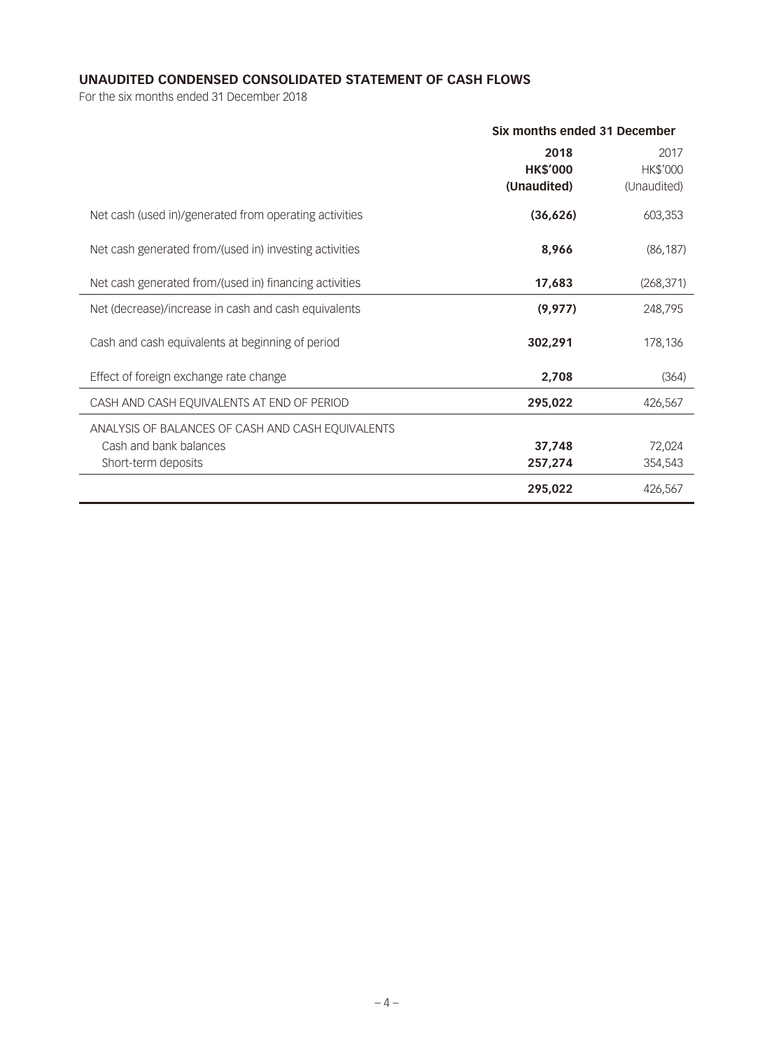## UNAUDITED CONDENSED CONSOLIDATED STATEMENT OF CASH FLOWS

For the six months ended 31 December 2018

| | Six months ended 31 December | |
|---|---|---|
| | **2018** | 2017 |
| | **HK$'000** | HK$'000 |
| | **(Unaudited)** | (Unaudited) |
| Net cash (used in)/generated from operating activities | **(36,626)** | 603,353 |
| Net cash generated from/(used in) investing activities | **8,966** | (86,187) |
| Net cash generated from/(used in) financing activities | **17,683** | (268,371) |
| Net (decrease)/increase in cash and cash equivalents | **(9,977)** | 248,795 |
| Cash and cash equivalents at beginning of period | **302,291** | 178,136 |
| Effect of foreign exchange rate change | **2,708** | (364) |
| CASH AND CASH EQUIVALENTS AT END OF PERIOD | **295,022** | 426,567 |
| ANALYSIS OF BALANCES OF CASH AND CASH EQUIVALENTS | | |
| Cash and bank balances | **37,748** | 72,024 |
| Short-term deposits | **257,274** | 354,543 |
| | **295,022** | 426,567 |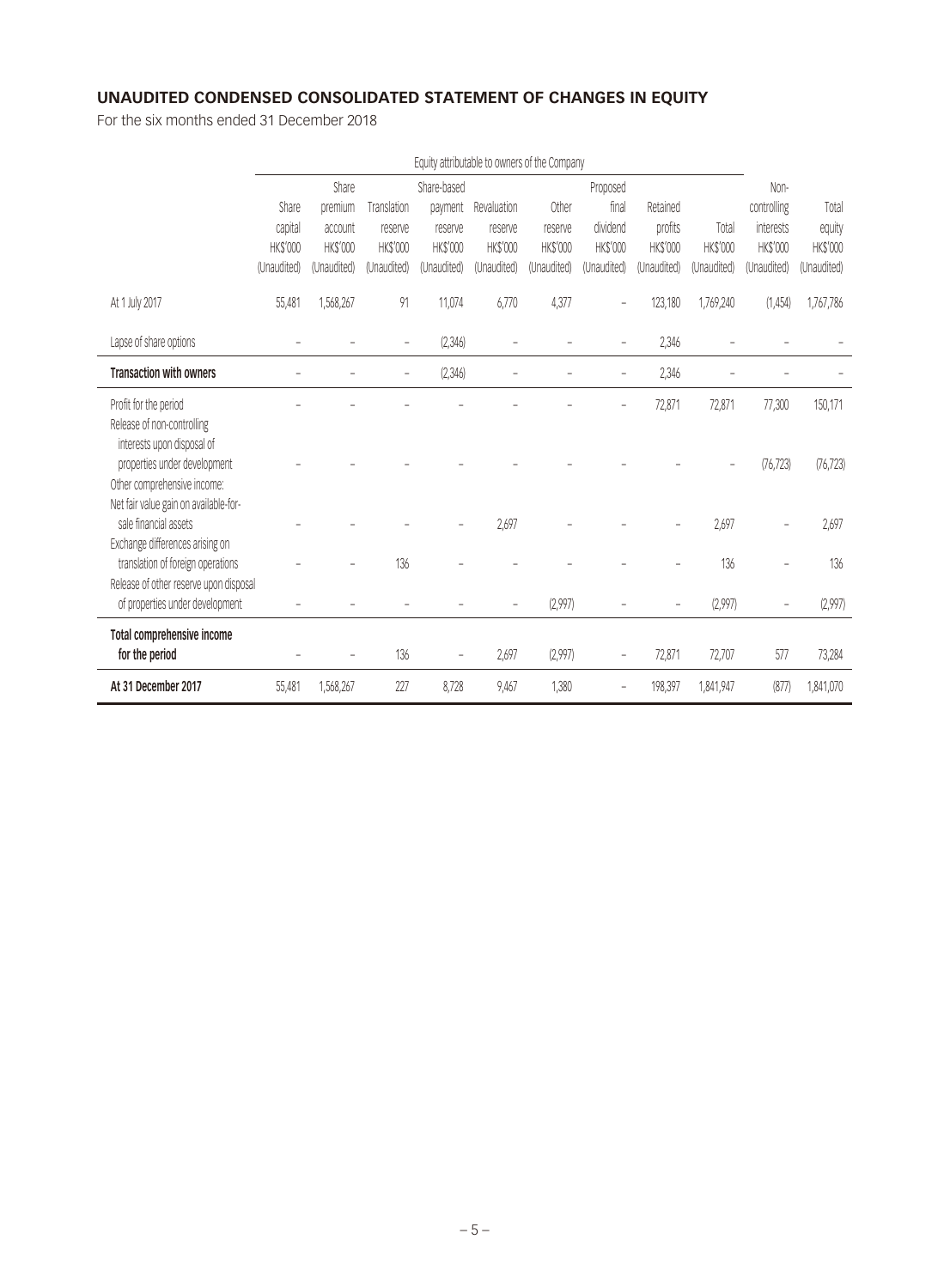## UNAUDITED CONDENSED CONSOLIDATED STATEMENT OF CHANGES IN EQUITY

For the six months ended 31 December 2018

| | Equity attributable to owners of the Company | | | | | | | | | | |
|---|---|---|---|---|---|---|---|---|---|---|---|
| | Share capital HK$'000 (Unaudited) | Share premium account HK$'000 (Unaudited) | Translation reserve HK$'000 (Unaudited) | Share-based payment reserve HK$'000 (Unaudited) | Revaluation reserve HK$'000 (Unaudited) | Other reserve HK$'000 (Unaudited) | Proposed final dividend HK$'000 (Unaudited) | Retained profits HK$'000 (Unaudited) | Total HK$'000 (Unaudited) | Non-controlling interests HK$'000 (Unaudited) | Total equity HK$'000 (Unaudited) |
| At 1 July 2017 | 55,481 | 1,568,267 | 91 | 11,074 | 6,770 | 4,377 | – | 123,180 | 1,769,240 | (1,454) | 1,767,786 |
| Lapse of share options | – | – | – | (2,346) | – | – | – | 2,346 | – | – | – |
| **Transaction with owners** | – | – | – | (2,346) | – | – | – | 2,346 | – | – | – |
| Profit for the period | – | – | – | – | – | – | – | 72,871 | 72,871 | 77,300 | 150,171 |
| Release of non-controlling interests upon disposal of properties under development | – | – | – | – | – | – | – | – | – | (76,723) | (76,723) |
| Other comprehensive income: | | | | | | | | | | | |
| Net fair value gain on available-for-sale financial assets | – | – | – | – | 2,697 | – | – | – | 2,697 | – | 2,697 |
| Exchange differences arising on translation of foreign operations | – | – | 136 | – | – | – | – | – | 136 | – | 136 |
| Release of other reserve upon disposal of properties under development | – | – | – | – | – | (2,997) | – | – | (2,997) | – | (2,997) |
| **Total comprehensive income for the period** | – | – | 136 | – | 2,697 | (2,997) | – | 72,871 | 72,707 | 577 | 73,284 |
| **At 31 December 2017** | 55,481 | 1,568,267 | 227 | 8,728 | 9,467 | 1,380 | – | 198,397 | 1,841,947 | (877) | 1,841,070 |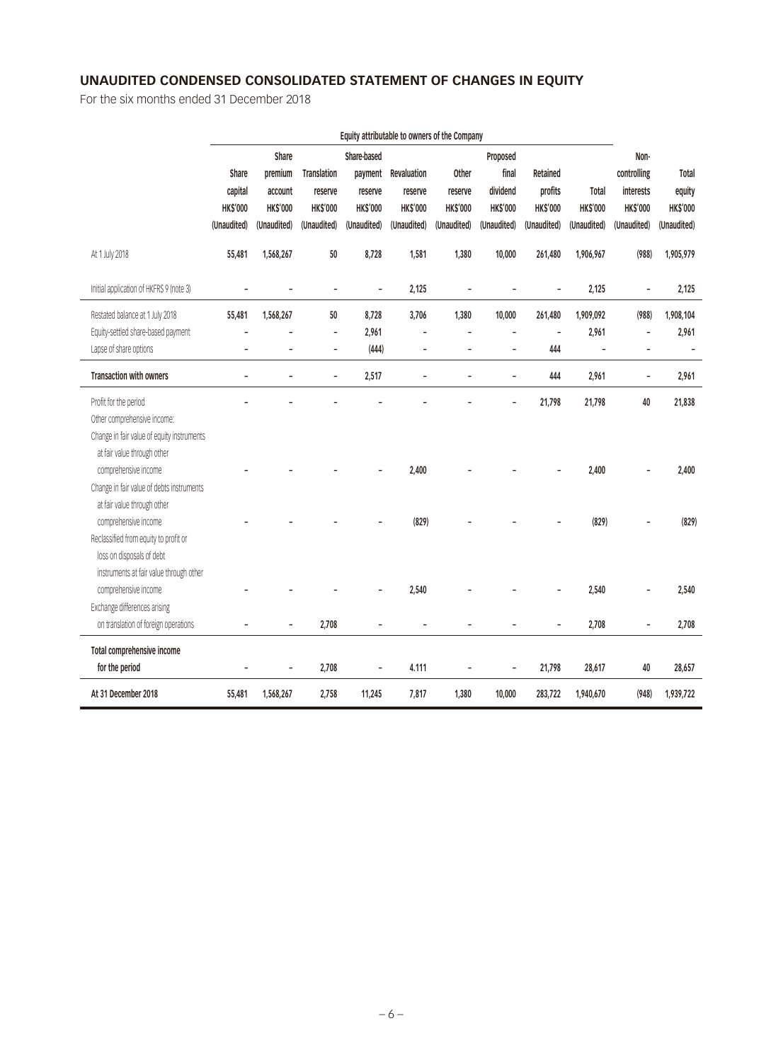## UNAUDITED CONDENSED CONSOLIDATED STATEMENT OF CHANGES IN EQUITY

For the six months ended 31 December 2018

| | Equity attributable to owners of the Company | | | | | | | | | | |
|---|---|---|---|---|---|---|---|---|---|---|---|
| | Share capital HK$'000 (Unaudited) | Share premium account HK$'000 (Unaudited) | Translation reserve HK$'000 (Unaudited) | Share-based payment reserve HK$'000 (Unaudited) | Revaluation reserve HK$'000 (Unaudited) | Other reserve HK$'000 (Unaudited) | Proposed final dividend HK$'000 (Unaudited) | Retained profits HK$'000 (Unaudited) | Total HK$'000 (Unaudited) | Non-controlling interests HK$'000 (Unaudited) | Total equity HK$'000 (Unaudited) |
| At 1 July 2018 | 55,481 | 1,568,267 | 50 | 8,728 | 1,581 | 1,380 | 10,000 | 261,480 | 1,906,967 | (988) | 1,905,979 |
| Initial application of HKFRS 9 (note 3) | – | – | – | – | 2,125 | – | – | – | 2,125 | – | 2,125 |
| Restated balance at 1 July 2018 | 55,481 | 1,568,267 | 50 | 8,728 | 3,706 | 1,380 | 10,000 | 261,480 | 1,909,092 | (988) | 1,908,104 |
| Equity-settled share-based payment | – | – | – | 2,961 | – | – | – | – | 2,961 | – | 2,961 |
| Lapse of share options | – | – | – | (444) | – | – | – | 444 | – | – | – |
| **Transaction with owners** | – | – | – | 2,517 | – | – | – | 444 | 2,961 | – | 2,961 |
| Profit for the period | – | – | – | – | – | – | – | 21,798 | 21,798 | 40 | 21,838 |
| Other comprehensive income: | | | | | | | | | | | |
| Change in fair value of equity instruments at fair value through other comprehensive income | – | – | – | – | 2,400 | – | – | – | 2,400 | – | 2,400 |
| Change in fair value of debts instruments at fair value through other comprehensive income | – | – | – | – | (829) | – | – | – | (829) | – | (829) |
| Reclassified from equity to profit or loss on disposals of debt instruments at fair value through other comprehensive income | – | – | – | – | 2,540 | – | – | – | 2,540 | – | 2,540 |
| Exchange differences arising on translation of foreign operations | – | – | 2,708 | – | – | – | – | – | 2,708 | – | 2,708 |
| **Total comprehensive income for the period** | – | – | 2,708 | – | 4.111 | – | – | 21,798 | 28,617 | 40 | 28,657 |
| **At 31 December 2018** | 55,481 | 1,568,267 | 2,758 | 11,245 | 7,817 | 1,380 | 10,000 | 283,722 | 1,940,670 | (948) | 1,939,722 |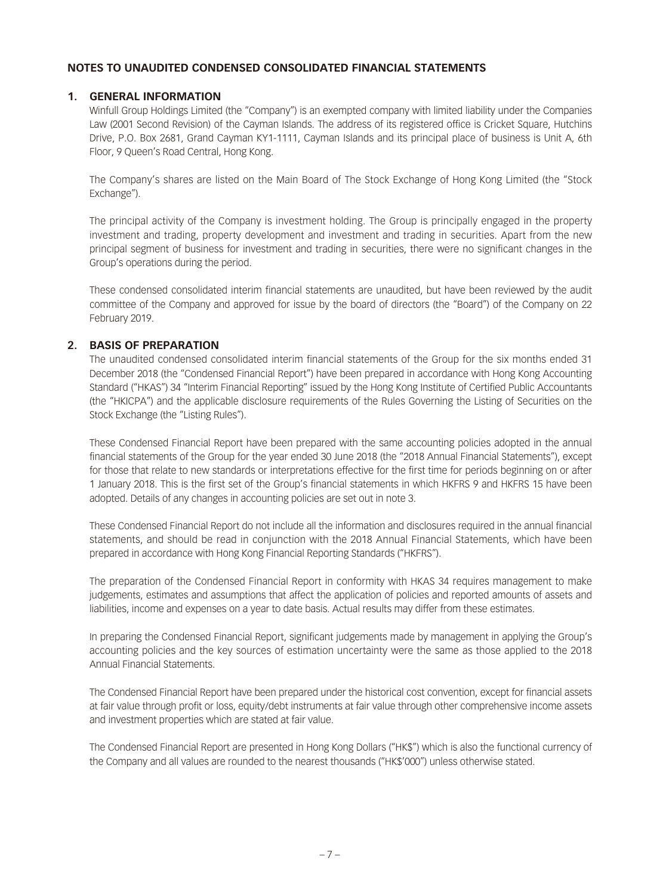## NOTES TO UNAUDITED CONDENSED CONSOLIDATED FINANCIAL STATEMENTS

### 1. GENERAL INFORMATION

Winfull Group Holdings Limited (the "Company") is an exempted company with limited liability under the Companies Law (2001 Second Revision) of the Cayman Islands. The address of its registered office is Cricket Square, Hutchins Drive, P.O. Box 2681, Grand Cayman KY1-1111, Cayman Islands and its principal place of business is Unit A, 6th Floor, 9 Queen's Road Central, Hong Kong.

The Company's shares are listed on the Main Board of The Stock Exchange of Hong Kong Limited (the "Stock Exchange").

The principal activity of the Company is investment holding. The Group is principally engaged in the property investment and trading, property development and investment and trading in securities. Apart from the new principal segment of business for investment and trading in securities, there were no significant changes in the Group's operations during the period.

These condensed consolidated interim financial statements are unaudited, but have been reviewed by the audit committee of the Company and approved for issue by the board of directors (the "Board") of the Company on 22 February 2019.

### 2. BASIS OF PREPARATION

The unaudited condensed consolidated interim financial statements of the Group for the six months ended 31 December 2018 (the "Condensed Financial Report") have been prepared in accordance with Hong Kong Accounting Standard ("HKAS") 34 "Interim Financial Reporting" issued by the Hong Kong Institute of Certified Public Accountants (the "HKICPA") and the applicable disclosure requirements of the Rules Governing the Listing of Securities on the Stock Exchange (the "Listing Rules").

These Condensed Financial Report have been prepared with the same accounting policies adopted in the annual financial statements of the Group for the year ended 30 June 2018 (the "2018 Annual Financial Statements"), except for those that relate to new standards or interpretations effective for the first time for periods beginning on or after 1 January 2018. This is the first set of the Group's financial statements in which HKFRS 9 and HKFRS 15 have been adopted. Details of any changes in accounting policies are set out in note 3.

These Condensed Financial Report do not include all the information and disclosures required in the annual financial statements, and should be read in conjunction with the 2018 Annual Financial Statements, which have been prepared in accordance with Hong Kong Financial Reporting Standards ("HKFRS").

The preparation of the Condensed Financial Report in conformity with HKAS 34 requires management to make judgements, estimates and assumptions that affect the application of policies and reported amounts of assets and liabilities, income and expenses on a year to date basis. Actual results may differ from these estimates.

In preparing the Condensed Financial Report, significant judgements made by management in applying the Group's accounting policies and the key sources of estimation uncertainty were the same as those applied to the 2018 Annual Financial Statements.

The Condensed Financial Report have been prepared under the historical cost convention, except for financial assets at fair value through profit or loss, equity/debt instruments at fair value through other comprehensive income assets and investment properties which are stated at fair value.

The Condensed Financial Report are presented in Hong Kong Dollars ("HK$") which is also the functional currency of the Company and all values are rounded to the nearest thousands ("HK$'000") unless otherwise stated.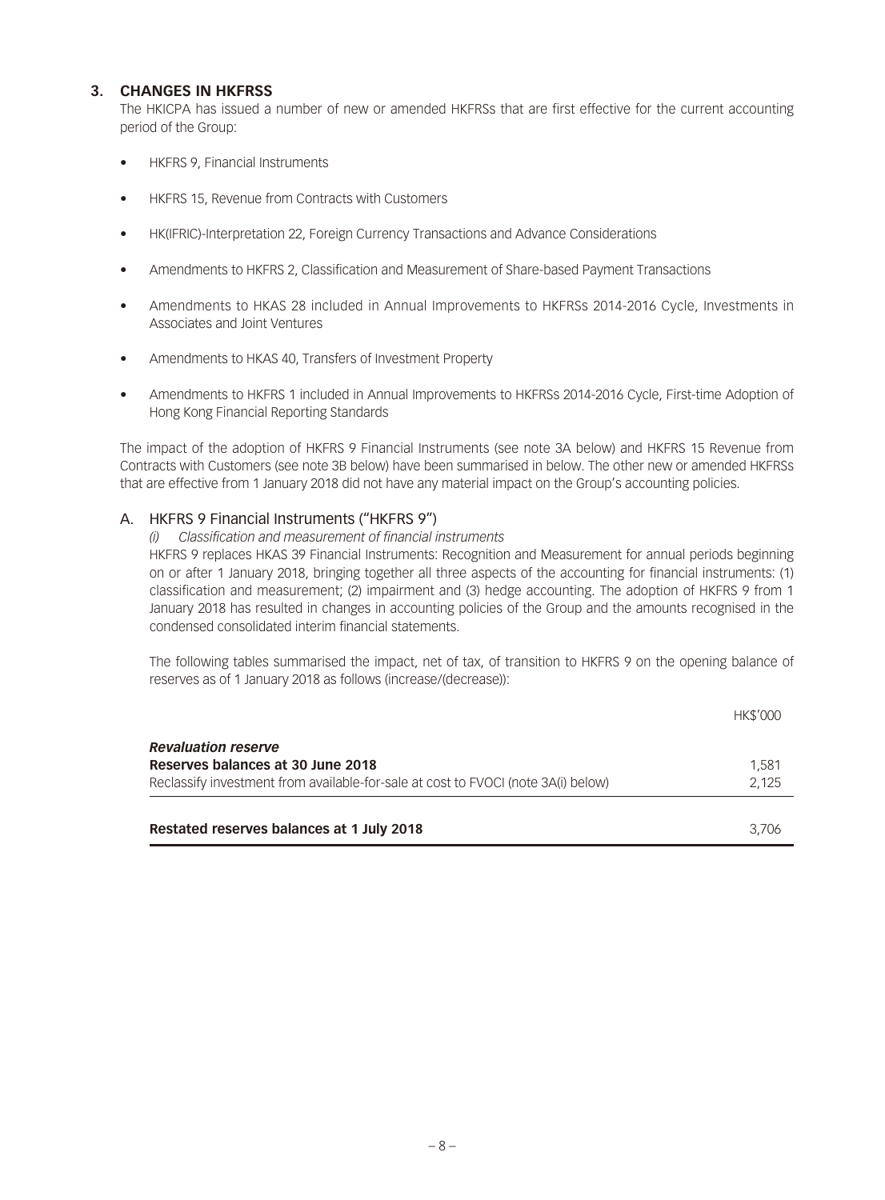## 3. CHANGES IN HKFRSS

The HKICPA has issued a number of new or amended HKFRSs that are first effective for the current accounting period of the Group:

- HKFRS 9, Financial Instruments
- HKFRS 15, Revenue from Contracts with Customers
- HK(IFRIC)-Interpretation 22, Foreign Currency Transactions and Advance Considerations
- Amendments to HKFRS 2, Classification and Measurement of Share-based Payment Transactions
- Amendments to HKAS 28 included in Annual Improvements to HKFRSs 2014-2016 Cycle, Investments in Associates and Joint Ventures
- Amendments to HKAS 40, Transfers of Investment Property
- Amendments to HKFRS 1 included in Annual Improvements to HKFRSs 2014-2016 Cycle, First-time Adoption of Hong Kong Financial Reporting Standards

The impact of the adoption of HKFRS 9 Financial Instruments (see note 3A below) and HKFRS 15 Revenue from Contracts with Customers (see note 3B below) have been summarised in below. The other new or amended HKFRSs that are effective from 1 January 2018 did not have any material impact on the Group's accounting policies.

### A. HKFRS 9 Financial Instruments ("HKFRS 9")

*(i) Classification and measurement of financial instruments*

HKFRS 9 replaces HKAS 39 Financial Instruments: Recognition and Measurement for annual periods beginning on or after 1 January 2018, bringing together all three aspects of the accounting for financial instruments: (1) classification and measurement; (2) impairment and (3) hedge accounting. The adoption of HKFRS 9 from 1 January 2018 has resulted in changes in accounting policies of the Group and the amounts recognised in the condensed consolidated interim financial statements.

The following tables summarised the impact, net of tax, of transition to HKFRS 9 on the opening balance of reserves as of 1 January 2018 as follows (increase/(decrease)):

| | HK$'000 |
|---|---|
| ***Revaluation reserve*** | |
| **Reserves balances at 30 June 2018** | 1,581 |
| Reclassify investment from available-for-sale at cost to FVOCI (note 3A(i) below) | 2,125 |
| **Restated reserves balances at 1 July 2018** | 3,706 |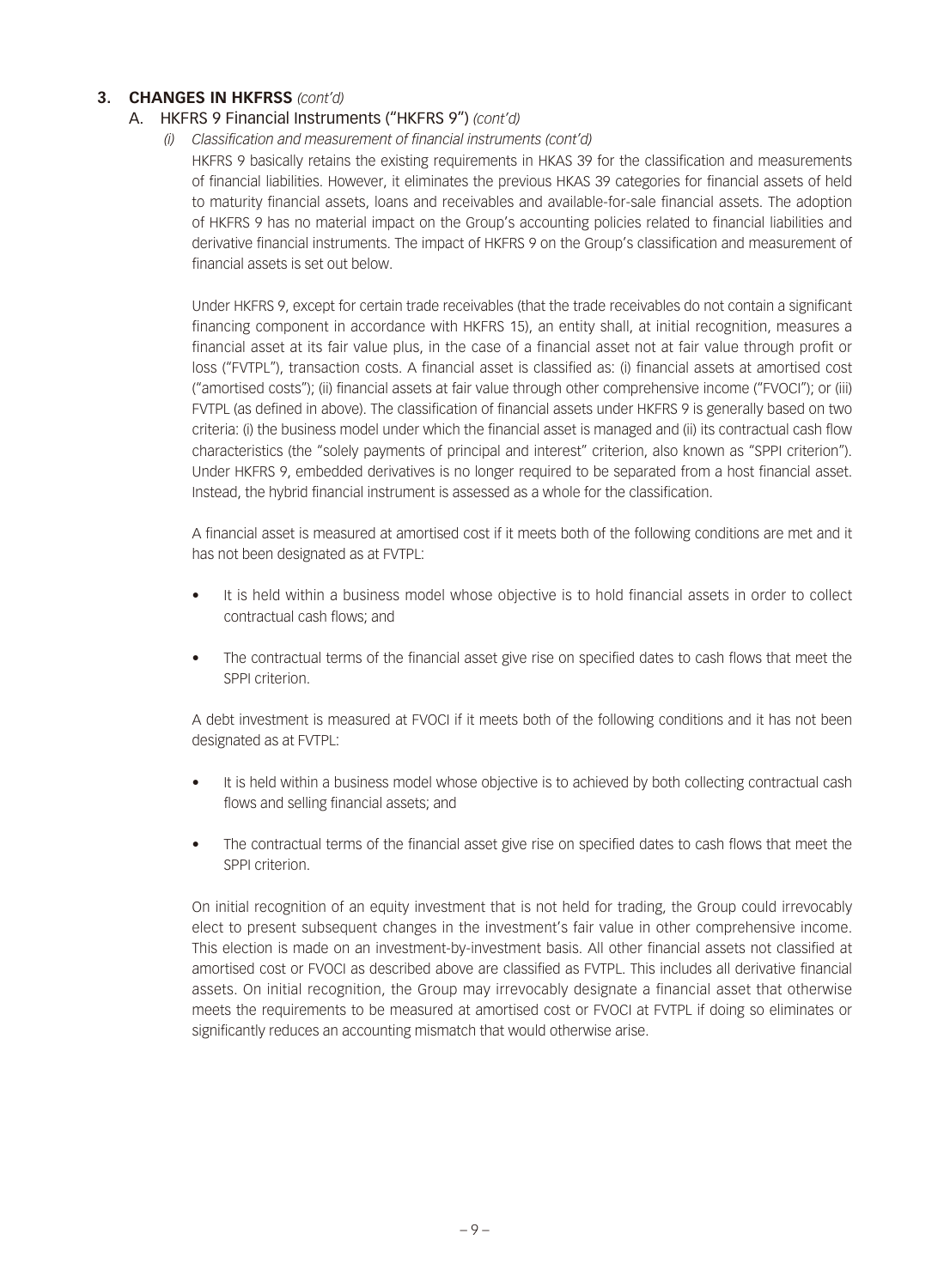## 3. CHANGES IN HKFRSS *(cont'd)*

### A. HKFRS 9 Financial Instruments ("HKFRS 9") *(cont'd)*

#### *(i) Classification and measurement of financial instruments (cont'd)*

HKFRS 9 basically retains the existing requirements in HKAS 39 for the classification and measurements of financial liabilities. However, it eliminates the previous HKAS 39 categories for financial assets of held to maturity financial assets, loans and receivables and available-for-sale financial assets. The adoption of HKFRS 9 has no material impact on the Group's accounting policies related to financial liabilities and derivative financial instruments. The impact of HKFRS 9 on the Group's classification and measurement of financial assets is set out below.

Under HKFRS 9, except for certain trade receivables (that the trade receivables do not contain a significant financing component in accordance with HKFRS 15), an entity shall, at initial recognition, measures a financial asset at its fair value plus, in the case of a financial asset not at fair value through profit or loss ("FVTPL"), transaction costs. A financial asset is classified as: (i) financial assets at amortised cost ("amortised costs"); (ii) financial assets at fair value through other comprehensive income ("FVOCI"); or (iii) FVTPL (as defined in above). The classification of financial assets under HKFRS 9 is generally based on two criteria: (i) the business model under which the financial asset is managed and (ii) its contractual cash flow characteristics (the "solely payments of principal and interest" criterion, also known as "SPPI criterion"). Under HKFRS 9, embedded derivatives is no longer required to be separated from a host financial asset. Instead, the hybrid financial instrument is assessed as a whole for the classification.

A financial asset is measured at amortised cost if it meets both of the following conditions are met and it has not been designated as at FVTPL:

- It is held within a business model whose objective is to hold financial assets in order to collect contractual cash flows; and
- The contractual terms of the financial asset give rise on specified dates to cash flows that meet the SPPI criterion.

A debt investment is measured at FVOCI if it meets both of the following conditions and it has not been designated as at FVTPL:

- It is held within a business model whose objective is to achieved by both collecting contractual cash flows and selling financial assets; and
- The contractual terms of the financial asset give rise on specified dates to cash flows that meet the SPPI criterion.

On initial recognition of an equity investment that is not held for trading, the Group could irrevocably elect to present subsequent changes in the investment's fair value in other comprehensive income. This election is made on an investment-by-investment basis. All other financial assets not classified at amortised cost or FVOCI as described above are classified as FVTPL. This includes all derivative financial assets. On initial recognition, the Group may irrevocably designate a financial asset that otherwise meets the requirements to be measured at amortised cost or FVOCI at FVTPL if doing so eliminates or significantly reduces an accounting mismatch that would otherwise arise.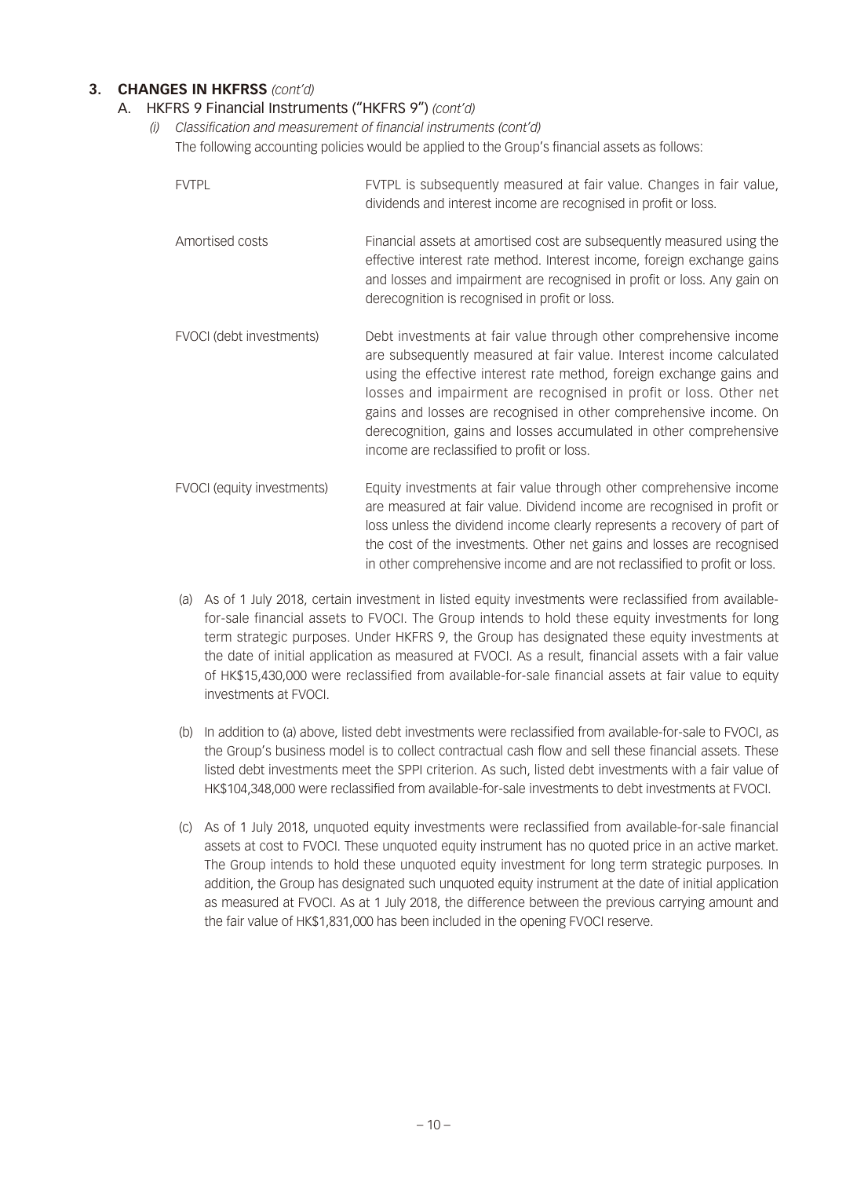## 3. CHANGES IN HKFRSS *(cont'd)*

### A. HKFRS 9 Financial Instruments ("HKFRS 9") *(cont'd)*

*(i) Classification and measurement of financial instruments (cont'd)*

The following accounting policies would be applied to the Group's financial assets as follows:

| | |
|---|---|
| FVTPL | FVTPL is subsequently measured at fair value. Changes in fair value, dividends and interest income are recognised in profit or loss. |
| Amortised costs | Financial assets at amortised cost are subsequently measured using the effective interest rate method. Interest income, foreign exchange gains and losses and impairment are recognised in profit or loss. Any gain on derecognition is recognised in profit or loss. |
| FVOCI (debt investments) | Debt investments at fair value through other comprehensive income are subsequently measured at fair value. Interest income calculated using the effective interest rate method, foreign exchange gains and losses and impairment are recognised in profit or loss. Other net gains and losses are recognised in other comprehensive income. On derecognition, gains and losses accumulated in other comprehensive income are reclassified to profit or loss. |
| FVOCI (equity investments) | Equity investments at fair value through other comprehensive income are measured at fair value. Dividend income are recognised in profit or loss unless the dividend income clearly represents a recovery of part of the cost of the investments. Other net gains and losses are recognised in other comprehensive income and are not reclassified to profit or loss. |

(a) As of 1 July 2018, certain investment in listed equity investments were reclassified from available-for-sale financial assets to FVOCI. The Group intends to hold these equity investments for long term strategic purposes. Under HKFRS 9, the Group has designated these equity investments at the date of initial application as measured at FVOCI. As a result, financial assets with a fair value of HK$15,430,000 were reclassified from available-for-sale financial assets at fair value to equity investments at FVOCI.

(b) In addition to (a) above, listed debt investments were reclassified from available-for-sale to FVOCI, as the Group's business model is to collect contractual cash flow and sell these financial assets. These listed debt investments meet the SPPI criterion. As such, listed debt investments with a fair value of HK$104,348,000 were reclassified from available-for-sale investments to debt investments at FVOCI.

(c) As of 1 July 2018, unquoted equity investments were reclassified from available-for-sale financial assets at cost to FVOCI. These unquoted equity instrument has no quoted price in an active market. The Group intends to hold these unquoted equity investment for long term strategic purposes. In addition, the Group has designated such unquoted equity instrument at the date of initial application as measured at FVOCI. As at 1 July 2018, the difference between the previous carrying amount and the fair value of HK$1,831,000 has been included in the opening FVOCI reserve.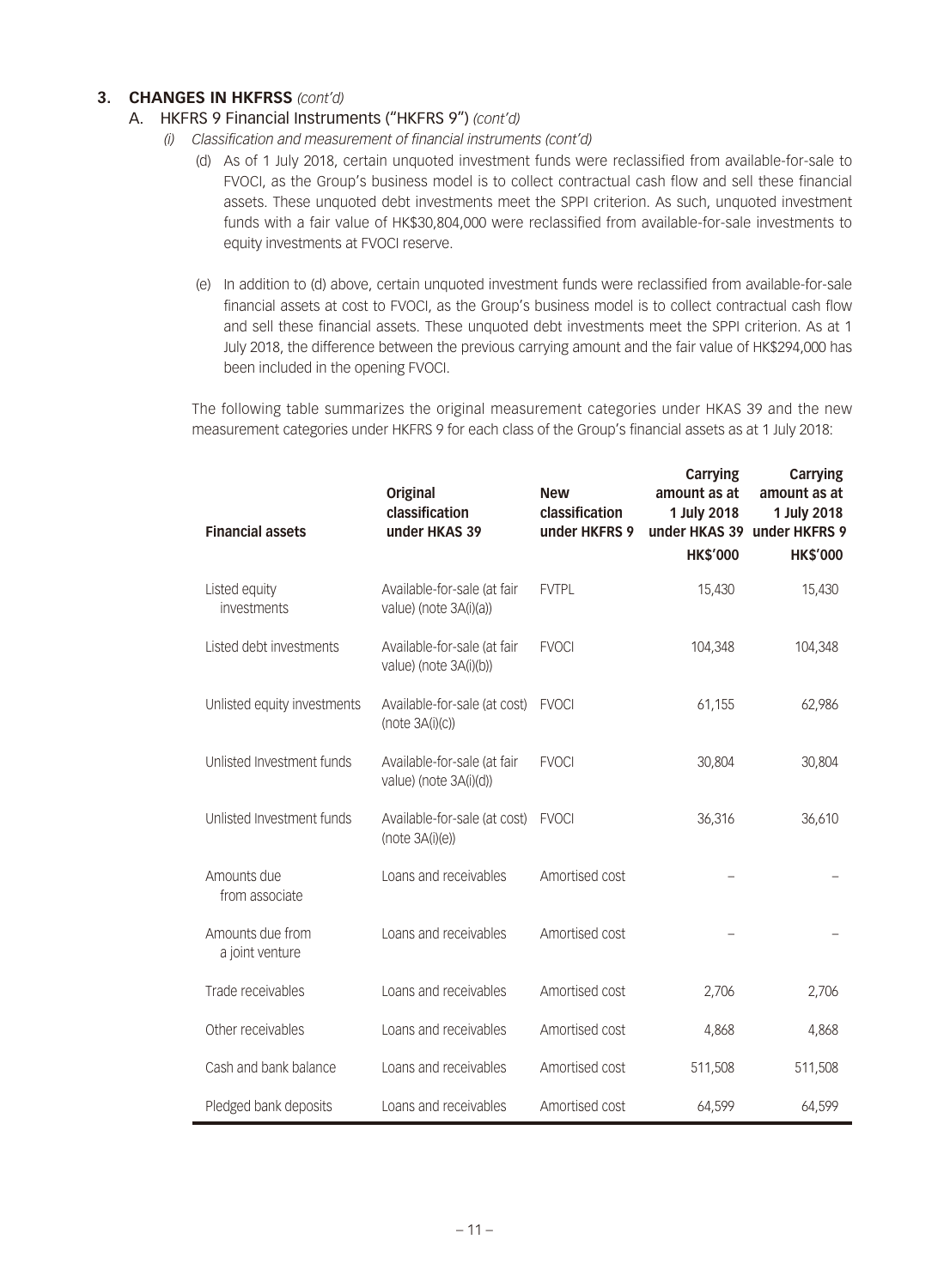## 3. CHANGES IN HKFRSS *(cont'd)*

### A. HKFRS 9 Financial Instruments ("HKFRS 9") *(cont'd)*

*(i) Classification and measurement of financial instruments (cont'd)*

(d) As of 1 July 2018, certain unquoted investment funds were reclassified from available-for-sale to FVOCI, as the Group's business model is to collect contractual cash flow and sell these financial assets. These unquoted debt investments meet the SPPI criterion. As such, unquoted investment funds with a fair value of HK$30,804,000 were reclassified from available-for-sale investments to equity investments at FVOCI reserve.

(e) In addition to (d) above, certain unquoted investment funds were reclassified from available-for-sale financial assets at cost to FVOCI, as the Group's business model is to collect contractual cash flow and sell these financial assets. These unquoted debt investments meet the SPPI criterion. As at 1 July 2018, the difference between the previous carrying amount and the fair value of HK$294,000 has been included in the opening FVOCI.

The following table summarizes the original measurement categories under HKAS 39 and the new measurement categories under HKFRS 9 for each class of the Group's financial assets as at 1 July 2018:

| Financial assets | Original classification under HKAS 39 | New classification under HKFRS 9 | Carrying amount as at 1 July 2018 under HKAS 39 | Carrying amount as at 1 July 2018 under HKFRS 9 |
|---|---|---|---|---|
| | | | HK$'000 | HK$'000 |
| Listed equity investments | Available-for-sale (at fair value) (note 3A(i)(a)) | FVTPL | 15,430 | 15,430 |
| Listed debt investments | Available-for-sale (at fair value) (note 3A(i)(b)) | FVOCI | 104,348 | 104,348 |
| Unlisted equity investments | Available-for-sale (at cost) (note 3A(i)(c)) | FVOCI | 61,155 | 62,986 |
| Unlisted Investment funds | Available-for-sale (at fair value) (note 3A(i)(d)) | FVOCI | 30,804 | 30,804 |
| Unlisted Investment funds | Available-for-sale (at cost) (note 3A(i)(e)) | FVOCI | 36,316 | 36,610 |
| Amounts due from associate | Loans and receivables | Amortised cost | – | – |
| Amounts due from a joint venture | Loans and receivables | Amortised cost | – | – |
| Trade receivables | Loans and receivables | Amortised cost | 2,706 | 2,706 |
| Other receivables | Loans and receivables | Amortised cost | 4,868 | 4,868 |
| Cash and bank balance | Loans and receivables | Amortised cost | 511,508 | 511,508 |
| Pledged bank deposits | Loans and receivables | Amortised cost | 64,599 | 64,599 |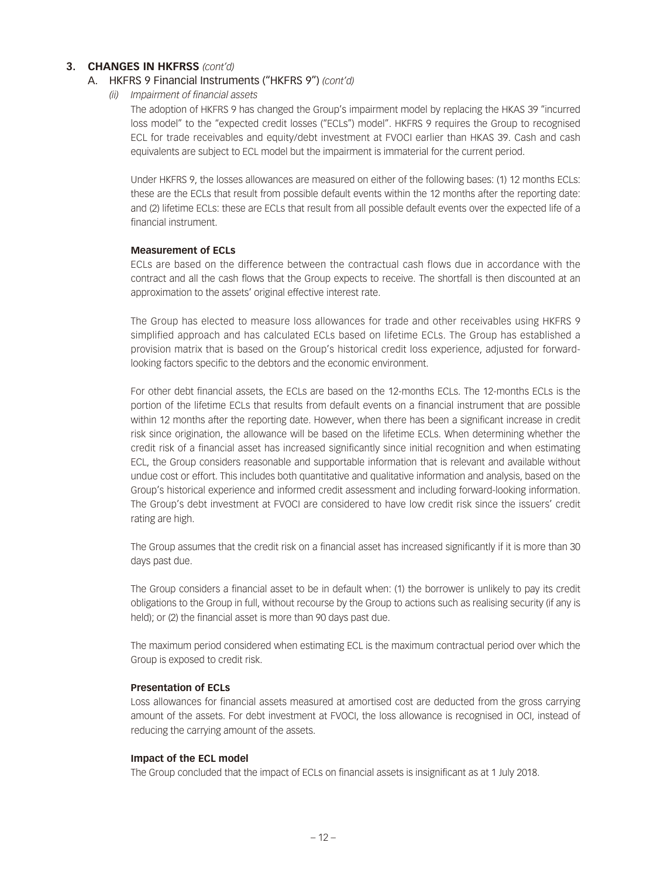## 3. CHANGES IN HKFRSS *(cont'd)*

### A. HKFRS 9 Financial Instruments ("HKFRS 9") *(cont'd)*

*(ii) Impairment of financial assets*

The adoption of HKFRS 9 has changed the Group's impairment model by replacing the HKAS 39 "incurred loss model" to the "expected credit losses ("ECLs") model". HKFRS 9 requires the Group to recognised ECL for trade receivables and equity/debt investment at FVOCI earlier than HKAS 39. Cash and cash equivalents are subject to ECL model but the impairment is immaterial for the current period.

Under HKFRS 9, the losses allowances are measured on either of the following bases: (1) 12 months ECLs: these are the ECLs that result from possible default events within the 12 months after the reporting date: and (2) lifetime ECLs: these are ECLs that result from all possible default events over the expected life of a financial instrument.

**Measurement of ECLs**

ECLs are based on the difference between the contractual cash flows due in accordance with the contract and all the cash flows that the Group expects to receive. The shortfall is then discounted at an approximation to the assets' original effective interest rate.

The Group has elected to measure loss allowances for trade and other receivables using HKFRS 9 simplified approach and has calculated ECLs based on lifetime ECLs. The Group has established a provision matrix that is based on the Group's historical credit loss experience, adjusted for forward-looking factors specific to the debtors and the economic environment.

For other debt financial assets, the ECLs are based on the 12-months ECLs. The 12-months ECLs is the portion of the lifetime ECLs that results from default events on a financial instrument that are possible within 12 months after the reporting date. However, when there has been a significant increase in credit risk since origination, the allowance will be based on the lifetime ECLs. When determining whether the credit risk of a financial asset has increased significantly since initial recognition and when estimating ECL, the Group considers reasonable and supportable information that is relevant and available without undue cost or effort. This includes both quantitative and qualitative information and analysis, based on the Group's historical experience and informed credit assessment and including forward-looking information. The Group's debt investment at FVOCI are considered to have low credit risk since the issuers' credit rating are high.

The Group assumes that the credit risk on a financial asset has increased significantly if it is more than 30 days past due.

The Group considers a financial asset to be in default when: (1) the borrower is unlikely to pay its credit obligations to the Group in full, without recourse by the Group to actions such as realising security (if any is held); or (2) the financial asset is more than 90 days past due.

The maximum period considered when estimating ECL is the maximum contractual period over which the Group is exposed to credit risk.

**Presentation of ECLs**

Loss allowances for financial assets measured at amortised cost are deducted from the gross carrying amount of the assets. For debt investment at FVOCI, the loss allowance is recognised in OCI, instead of reducing the carrying amount of the assets.

**Impact of the ECL model**

The Group concluded that the impact of ECLs on financial assets is insignificant as at 1 July 2018.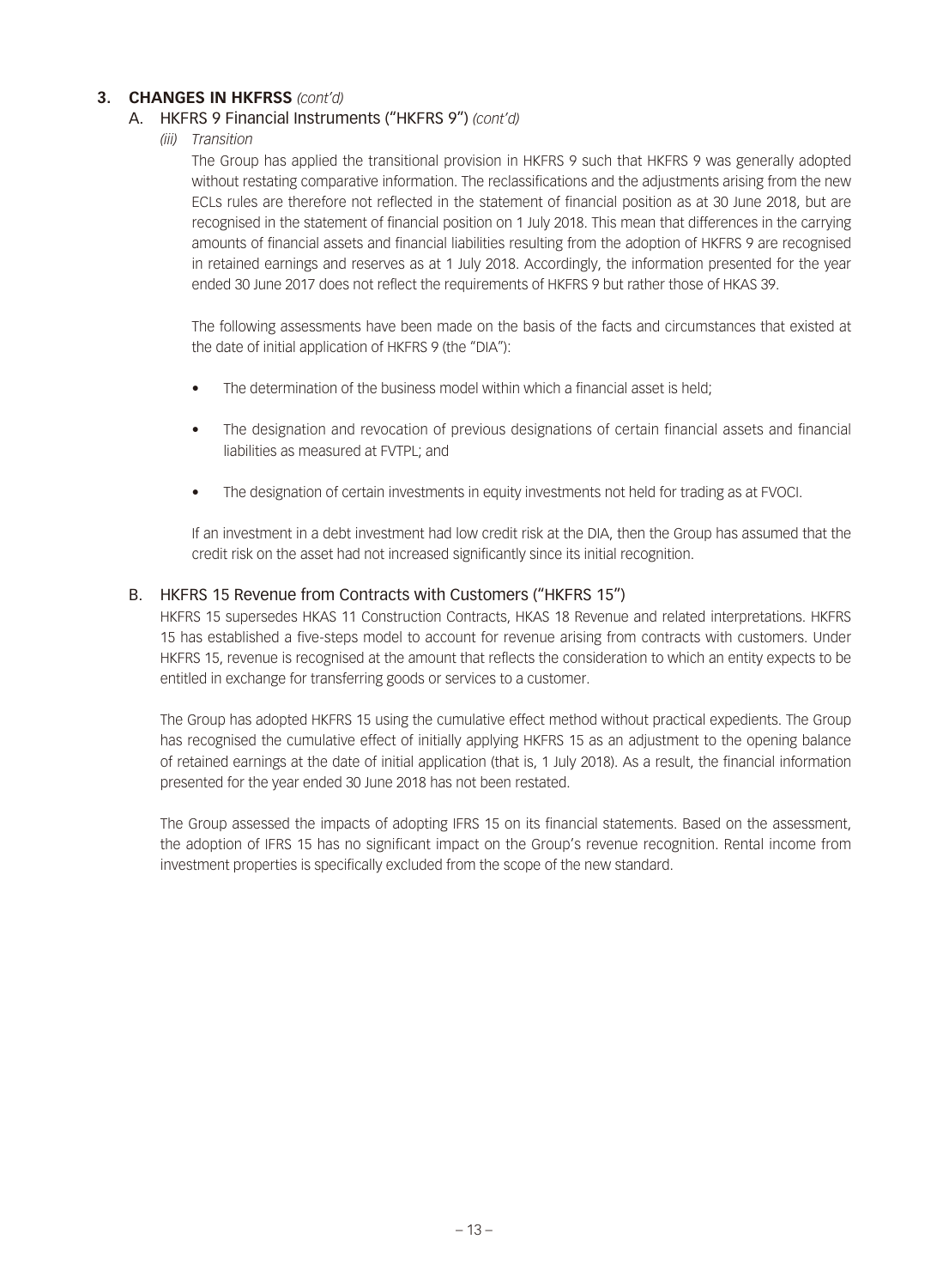## 3. CHANGES IN HKFRSS *(cont'd)*

### A. HKFRS 9 Financial Instruments ("HKFRS 9") *(cont'd)*

*(iii) Transition*

The Group has applied the transitional provision in HKFRS 9 such that HKFRS 9 was generally adopted without restating comparative information. The reclassifications and the adjustments arising from the new ECLs rules are therefore not reflected in the statement of financial position as at 30 June 2018, but are recognised in the statement of financial position on 1 July 2018. This mean that differences in the carrying amounts of financial assets and financial liabilities resulting from the adoption of HKFRS 9 are recognised in retained earnings and reserves as at 1 July 2018. Accordingly, the information presented for the year ended 30 June 2017 does not reflect the requirements of HKFRS 9 but rather those of HKAS 39.

The following assessments have been made on the basis of the facts and circumstances that existed at the date of initial application of HKFRS 9 (the "DIA"):

- The determination of the business model within which a financial asset is held;
- The designation and revocation of previous designations of certain financial assets and financial liabilities as measured at FVTPL; and
- The designation of certain investments in equity investments not held for trading as at FVOCI.

If an investment in a debt investment had low credit risk at the DIA, then the Group has assumed that the credit risk on the asset had not increased significantly since its initial recognition.

### B. HKFRS 15 Revenue from Contracts with Customers ("HKFRS 15")

HKFRS 15 supersedes HKAS 11 Construction Contracts, HKAS 18 Revenue and related interpretations. HKFRS 15 has established a five-steps model to account for revenue arising from contracts with customers. Under HKFRS 15, revenue is recognised at the amount that reflects the consideration to which an entity expects to be entitled in exchange for transferring goods or services to a customer.

The Group has adopted HKFRS 15 using the cumulative effect method without practical expedients. The Group has recognised the cumulative effect of initially applying HKFRS 15 as an adjustment to the opening balance of retained earnings at the date of initial application (that is, 1 July 2018). As a result, the financial information presented for the year ended 30 June 2018 has not been restated.

The Group assessed the impacts of adopting IFRS 15 on its financial statements. Based on the assessment, the adoption of IFRS 15 has no significant impact on the Group's revenue recognition. Rental income from investment properties is specifically excluded from the scope of the new standard.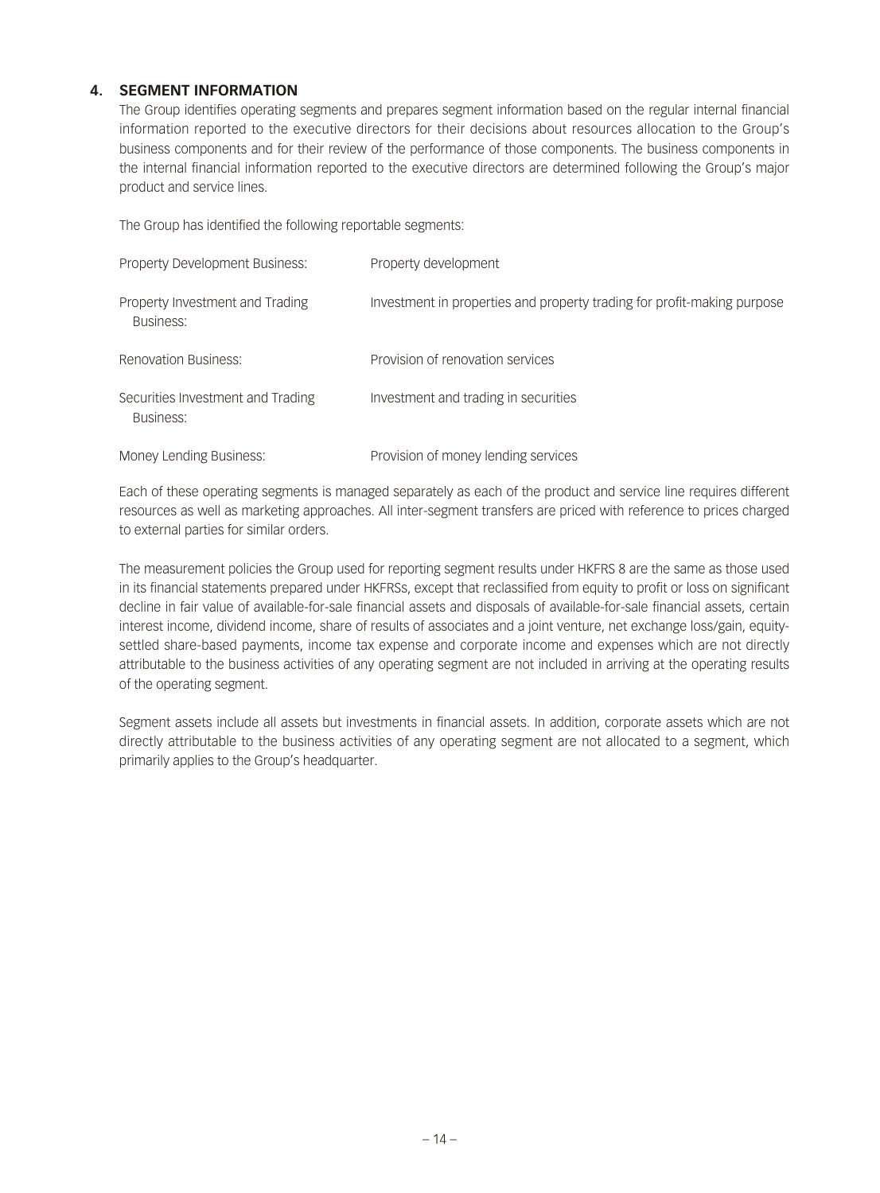## 4. SEGMENT INFORMATION

The Group identifies operating segments and prepares segment information based on the regular internal financial information reported to the executive directors for their decisions about resources allocation to the Group's business components and for their review of the performance of those components. The business components in the internal financial information reported to the executive directors are determined following the Group's major product and service lines.

The Group has identified the following reportable segments:

| | |
|---|---|
| Property Development Business: | Property development |
| Property Investment and Trading Business: | Investment in properties and property trading for profit-making purpose |
| Renovation Business: | Provision of renovation services |
| Securities Investment and Trading Business: | Investment and trading in securities |
| Money Lending Business: | Provision of money lending services |

Each of these operating segments is managed separately as each of the product and service line requires different resources as well as marketing approaches. All inter-segment transfers are priced with reference to prices charged to external parties for similar orders.

The measurement policies the Group used for reporting segment results under HKFRS 8 are the same as those used in its financial statements prepared under HKFRSs, except that reclassified from equity to profit or loss on significant decline in fair value of available-for-sale financial assets and disposals of available-for-sale financial assets, certain interest income, dividend income, share of results of associates and a joint venture, net exchange loss/gain, equity-settled share-based payments, income tax expense and corporate income and expenses which are not directly attributable to the business activities of any operating segment are not included in arriving at the operating results of the operating segment.

Segment assets include all assets but investments in financial assets. In addition, corporate assets which are not directly attributable to the business activities of any operating segment are not allocated to a segment, which primarily applies to the Group's headquarter.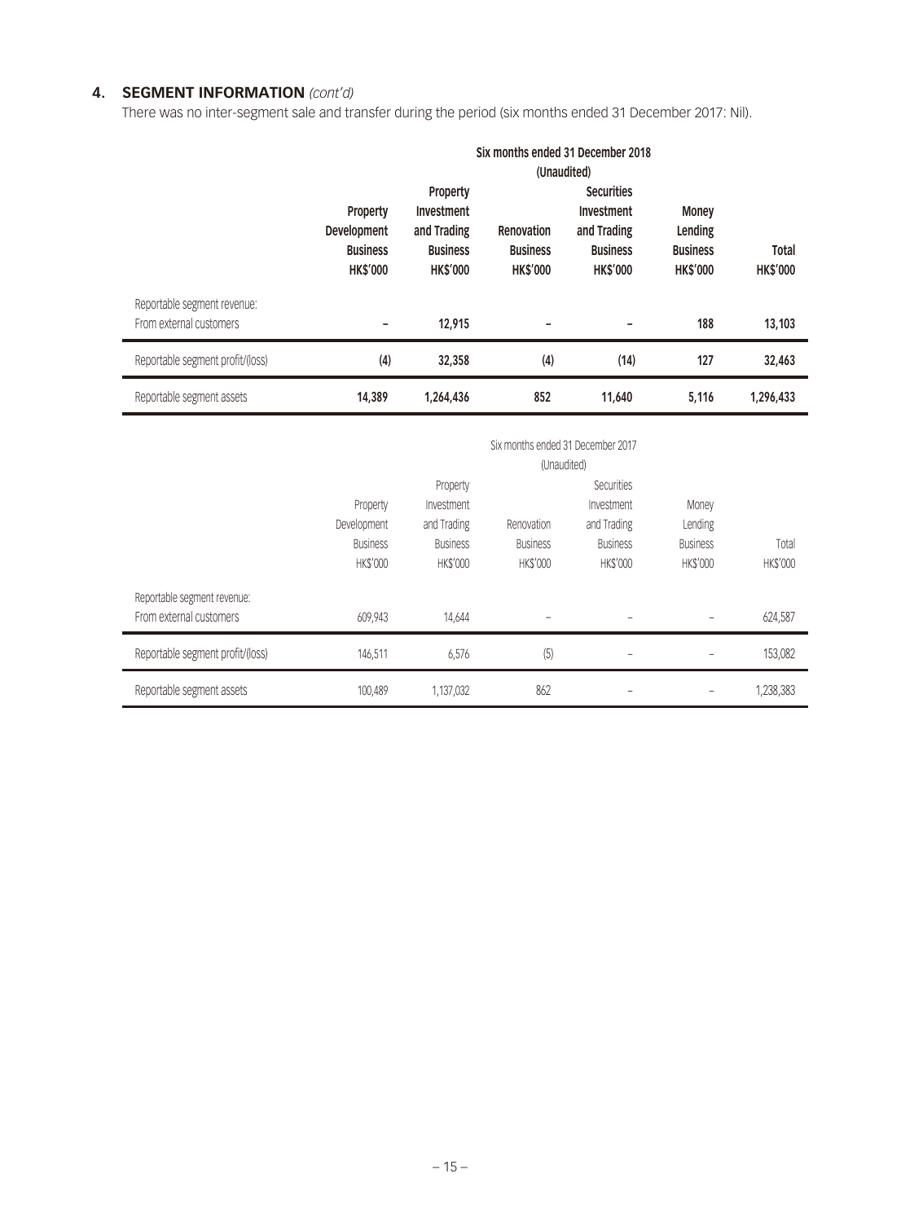## 4. SEGMENT INFORMATION *(cont'd)*

There was no inter-segment sale and transfer during the period (six months ended 31 December 2017: Nil).

| | Six months ended 31 December 2018 (Unaudited) | | | | | |
|---|---|---|---|---|---|---|
| | **Property Development Business HK$'000** | **Property Investment and Trading Business HK$'000** | **Renovation Business HK$'000** | **Securities Investment and Trading Business HK$'000** | **Money Lending Business HK$'000** | **Total HK$'000** |
| Reportable segment revenue: | | | | | | |
| From external customers | **–** | **12,915** | **–** | **–** | **188** | **13,103** |
| Reportable segment profit/(loss) | **(4)** | **32,358** | **(4)** | **(14)** | **127** | **32,463** |
| Reportable segment assets | **14,389** | **1,264,436** | **852** | **11,640** | **5,116** | **1,296,433** |

| | Six months ended 31 December 2017 (Unaudited) | | | | | |
|---|---|---|---|---|---|---|
| | Property Development Business HK$'000 | Property Investment and Trading Business HK$'000 | Renovation Business HK$'000 | Securities Investment and Trading Business HK$'000 | Money Lending Business HK$'000 | Total HK$'000 |
| Reportable segment revenue: | | | | | | |
| From external customers | 609,943 | 14,644 | – | – | – | 624,587 |
| Reportable segment profit/(loss) | 146,511 | 6,576 | (5) | – | – | 153,082 |
| Reportable segment assets | 100,489 | 1,137,032 | 862 | – | – | 1,238,383 |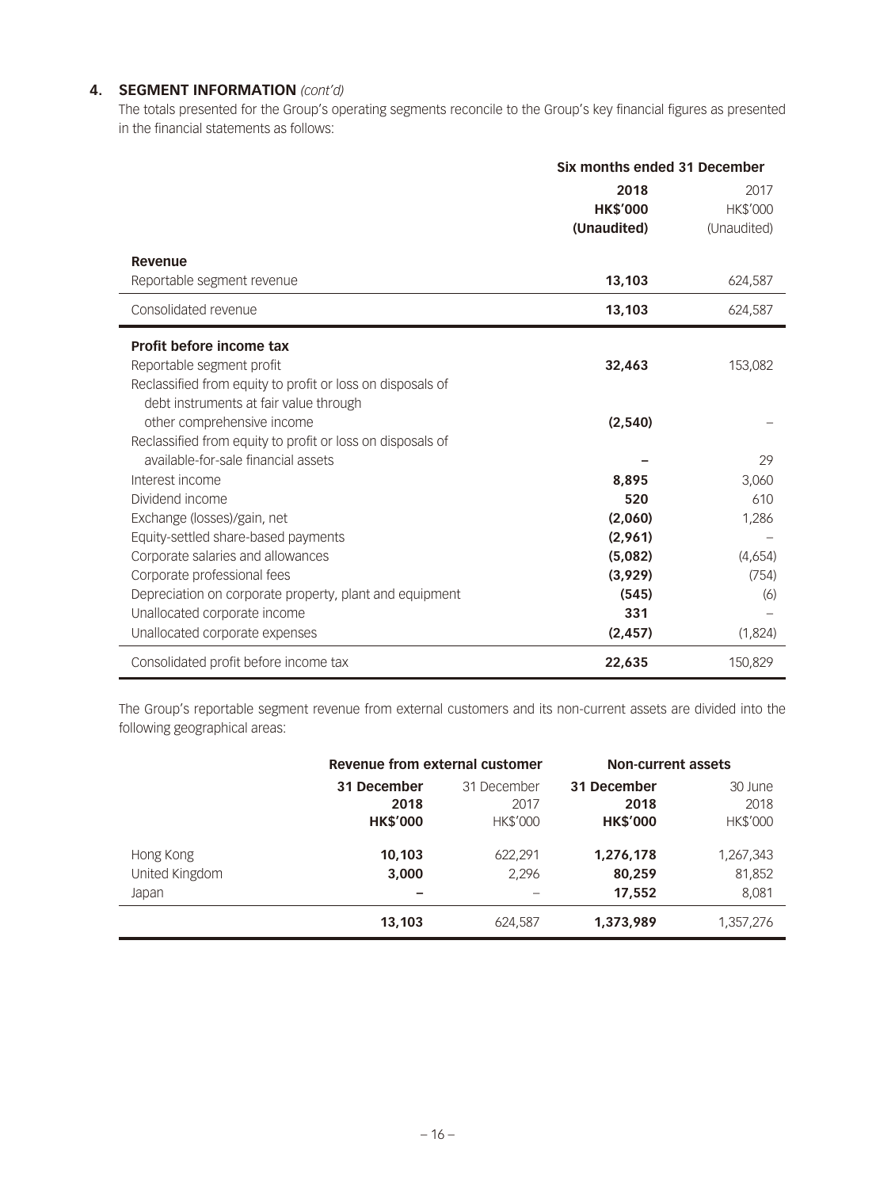## 4. SEGMENT INFORMATION *(cont'd)*

The totals presented for the Group's operating segments reconcile to the Group's key financial figures as presented in the financial statements as follows:

| | Six months ended 31 December | |
|---|---|---|
| | **2018** | 2017 |
| | **HK$'000** | HK$'000 |
| | **(Unaudited)** | (Unaudited) |
| **Revenue** | | |
| Reportable segment revenue | **13,103** | 624,587 |
| Consolidated revenue | **13,103** | 624,587 |
| **Profit before income tax** | | |
| Reportable segment profit | **32,463** | 153,082 |
| Reclassified from equity to profit or loss on disposals of debt instruments at fair value through other comprehensive income | **(2,540)** | – |
| Reclassified from equity to profit or loss on disposals of available-for-sale financial assets | **–** | 29 |
| Interest income | **8,895** | 3,060 |
| Dividend income | **520** | 610 |
| Exchange (losses)/gain, net | **(2,060)** | 1,286 |
| Equity-settled share-based payments | **(2,961)** | – |
| Corporate salaries and allowances | **(5,082)** | (4,654) |
| Corporate professional fees | **(3,929)** | (754) |
| Depreciation on corporate property, plant and equipment | **(545)** | (6) |
| Unallocated corporate income | **331** | – |
| Unallocated corporate expenses | **(2,457)** | (1,824) |
| Consolidated profit before income tax | **22,635** | 150,829 |

The Group's reportable segment revenue from external customers and its non-current assets are divided into the following geographical areas:

| | Revenue from external customer | | Non-current assets | |
|---|---|---|---|---|
| | **31 December 2018** | 31 December 2017 | **31 December 2018** | 30 June 2018 |
| | **HK$'000** | HK$'000 | **HK$'000** | HK$'000 |
| Hong Kong | **10,103** | 622,291 | **1,276,178** | 1,267,343 |
| United Kingdom | **3,000** | 2,296 | **80,259** | 81,852 |
| Japan | **–** | – | **17,552** | 8,081 |
| | **13,103** | 624,587 | **1,373,989** | 1,357,276 |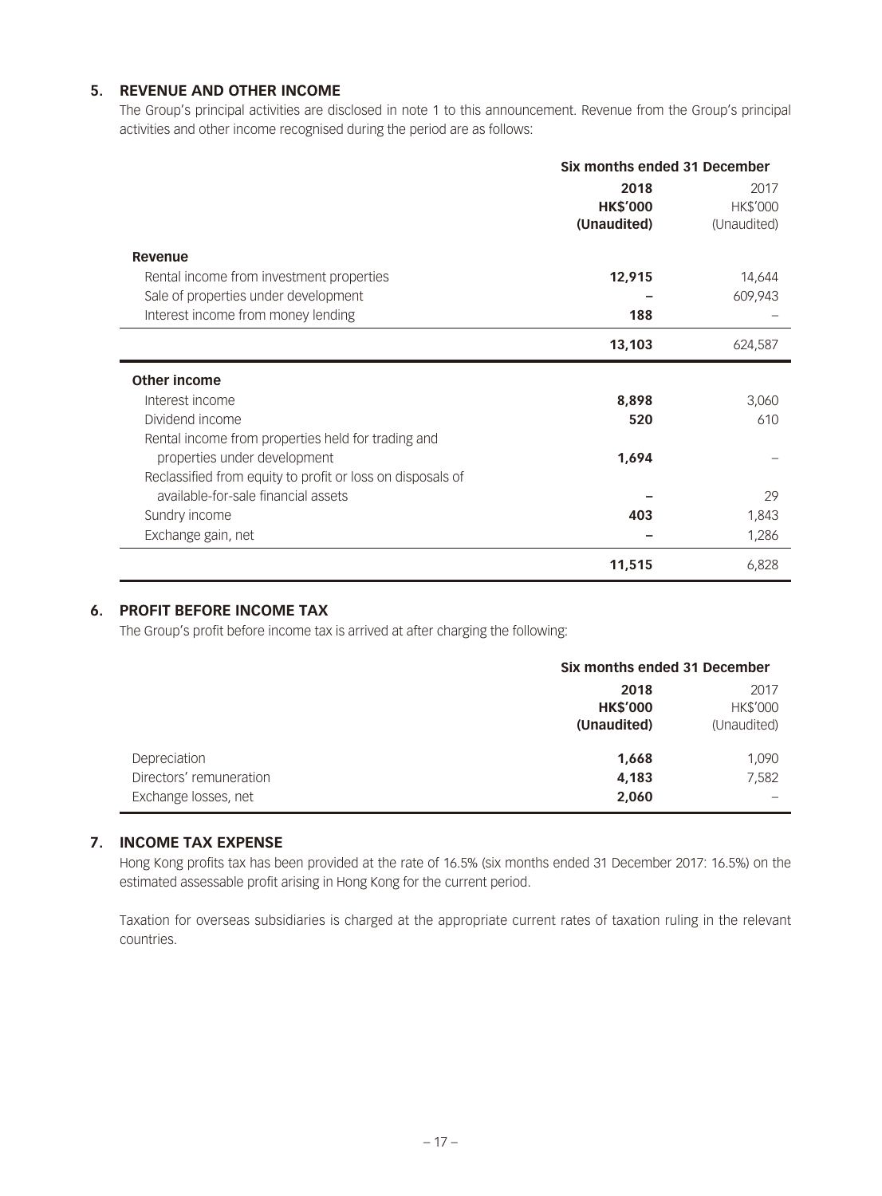## 5. REVENUE AND OTHER INCOME

The Group's principal activities are disclosed in note 1 to this announcement. Revenue from the Group's principal activities and other income recognised during the period are as follows:

| | Six months ended 31 December | |
|---|---|---|
| | **2018** | 2017 |
| | **HK$'000** | HK$'000 |
| | **(Unaudited)** | (Unaudited) |
| **Revenue** | | |
| Rental income from investment properties | **12,915** | 14,644 |
| Sale of properties under development | **–** | 609,943 |
| Interest income from money lending | **188** | – |
| | **13,103** | 624,587 |
| **Other income** | | |
| Interest income | **8,898** | 3,060 |
| Dividend income | **520** | 610 |
| Rental income from properties held for trading and properties under development | **1,694** | – |
| Reclassified from equity to profit or loss on disposals of available-for-sale financial assets | **–** | 29 |
| Sundry income | **403** | 1,843 |
| Exchange gain, net | **–** | 1,286 |
| | **11,515** | 6,828 |

## 6. PROFIT BEFORE INCOME TAX

The Group's profit before income tax is arrived at after charging the following:

| | Six months ended 31 December | |
|---|---|---|
| | **2018** | 2017 |
| | **HK$'000** | HK$'000 |
| | **(Unaudited)** | (Unaudited) |
| Depreciation | **1,668** | 1,090 |
| Directors' remuneration | **4,183** | 7,582 |
| Exchange losses, net | **2,060** | – |

## 7. INCOME TAX EXPENSE

Hong Kong profits tax has been provided at the rate of 16.5% (six months ended 31 December 2017: 16.5%) on the estimated assessable profit arising in Hong Kong for the current period.

Taxation for overseas subsidiaries is charged at the appropriate current rates of taxation ruling in the relevant countries.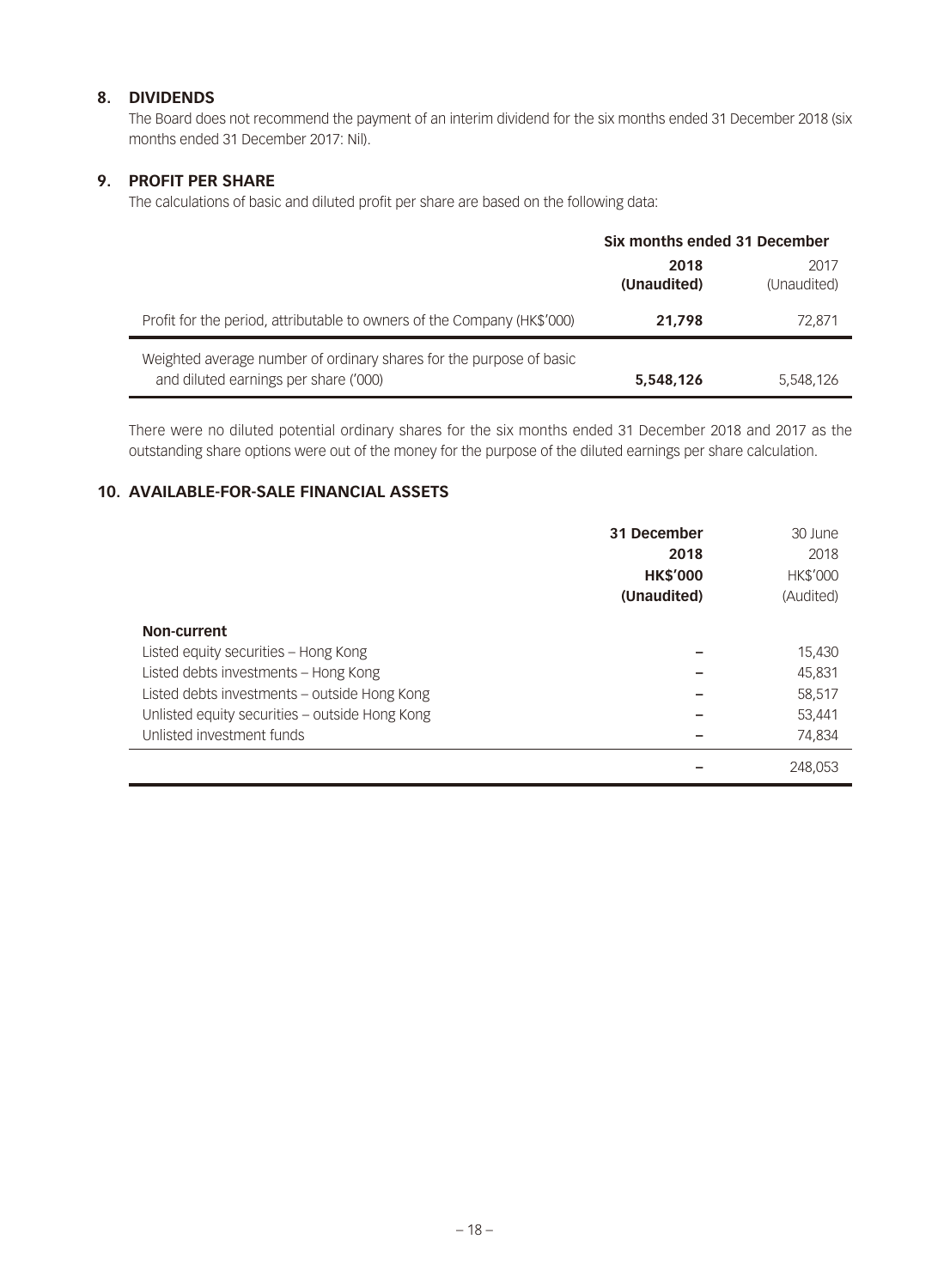## 8. DIVIDENDS

The Board does not recommend the payment of an interim dividend for the six months ended 31 December 2018 (six months ended 31 December 2017: Nil).

## 9. PROFIT PER SHARE

The calculations of basic and diluted profit per share are based on the following data:

| | Six months ended 31 December | |
|---|---|---|
| | **2018 (Unaudited)** | 2017 (Unaudited) |
| Profit for the period, attributable to owners of the Company (HK$'000) | **21,798** | 72,871 |
| Weighted average number of ordinary shares for the purpose of basic and diluted earnings per share ('000) | **5,548,126** | 5,548,126 |

There were no diluted potential ordinary shares for the six months ended 31 December 2018 and 2017 as the outstanding share options were out of the money for the purpose of the diluted earnings per share calculation.

## 10. AVAILABLE-FOR-SALE FINANCIAL ASSETS

| | **31 December 2018 HK$'000 (Unaudited)** | 30 June 2018 HK$'000 (Audited) |
|---|---|---|
| **Non-current** | | |
| Listed equity securities – Hong Kong | – | 15,430 |
| Listed debts investments – Hong Kong | – | 45,831 |
| Listed debts investments – outside Hong Kong | – | 58,517 |
| Unlisted equity securities – outside Hong Kong | – | 53,441 |
| Unlisted investment funds | – | 74,834 |
| | – | 248,053 |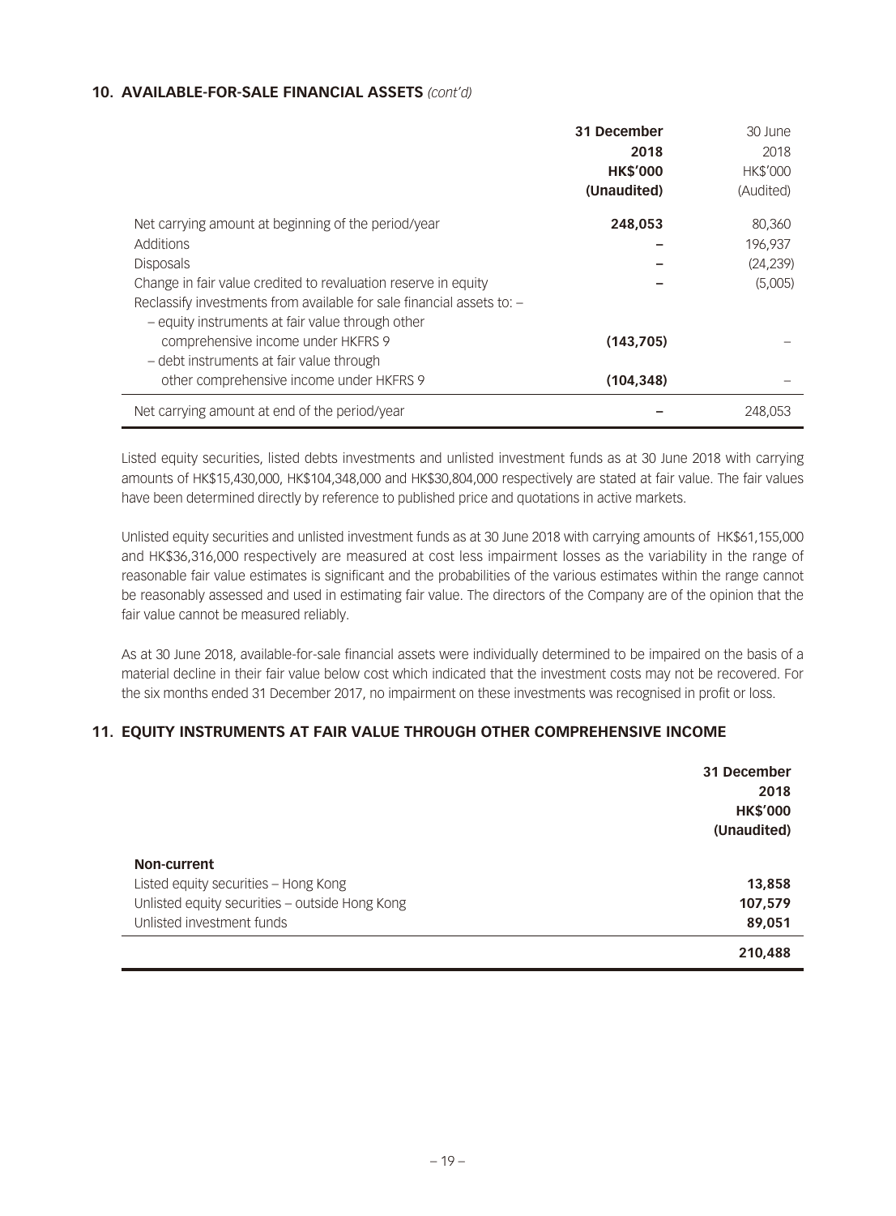## 10. AVAILABLE-FOR-SALE FINANCIAL ASSETS *(cont'd)*

| | **31 December 2018 HK$'000 (Unaudited)** | 30 June 2018 HK$'000 (Audited) |
|---|---|---|
| Net carrying amount at beginning of the period/year | **248,053** | 80,360 |
| Additions | **–** | 196,937 |
| Disposals | **–** | (24,239) |
| Change in fair value credited to revaluation reserve in equity | **–** | (5,005) |
| Reclassify investments from available for sale financial assets to: – | | |
| – equity instruments at fair value through other comprehensive income under HKFRS 9 | **(143,705)** | – |
| – debt instruments at fair value through other comprehensive income under HKFRS 9 | **(104,348)** | – |
| Net carrying amount at end of the period/year | **–** | 248,053 |

Listed equity securities, listed debts investments and unlisted investment funds as at 30 June 2018 with carrying amounts of HK$15,430,000, HK$104,348,000 and HK$30,804,000 respectively are stated at fair value. The fair values have been determined directly by reference to published price and quotations in active markets.

Unlisted equity securities and unlisted investment funds as at 30 June 2018 with carrying amounts of HK$61,155,000 and HK$36,316,000 respectively are measured at cost less impairment losses as the variability in the range of reasonable fair value estimates is significant and the probabilities of the various estimates within the range cannot be reasonably assessed and used in estimating fair value. The directors of the Company are of the opinion that the fair value cannot be measured reliably.

As at 30 June 2018, available-for-sale financial assets were individually determined to be impaired on the basis of a material decline in their fair value below cost which indicated that the investment costs may not be recovered. For the six months ended 31 December 2017, no impairment on these investments was recognised in profit or loss.

## 11. EQUITY INSTRUMENTS AT FAIR VALUE THROUGH OTHER COMPREHENSIVE INCOME

| | **31 December 2018 HK$'000 (Unaudited)** |
|---|---|
| **Non-current** | |
| Listed equity securities – Hong Kong | **13,858** |
| Unlisted equity securities – outside Hong Kong | **107,579** |
| Unlisted investment funds | **89,051** |
| | **210,488** |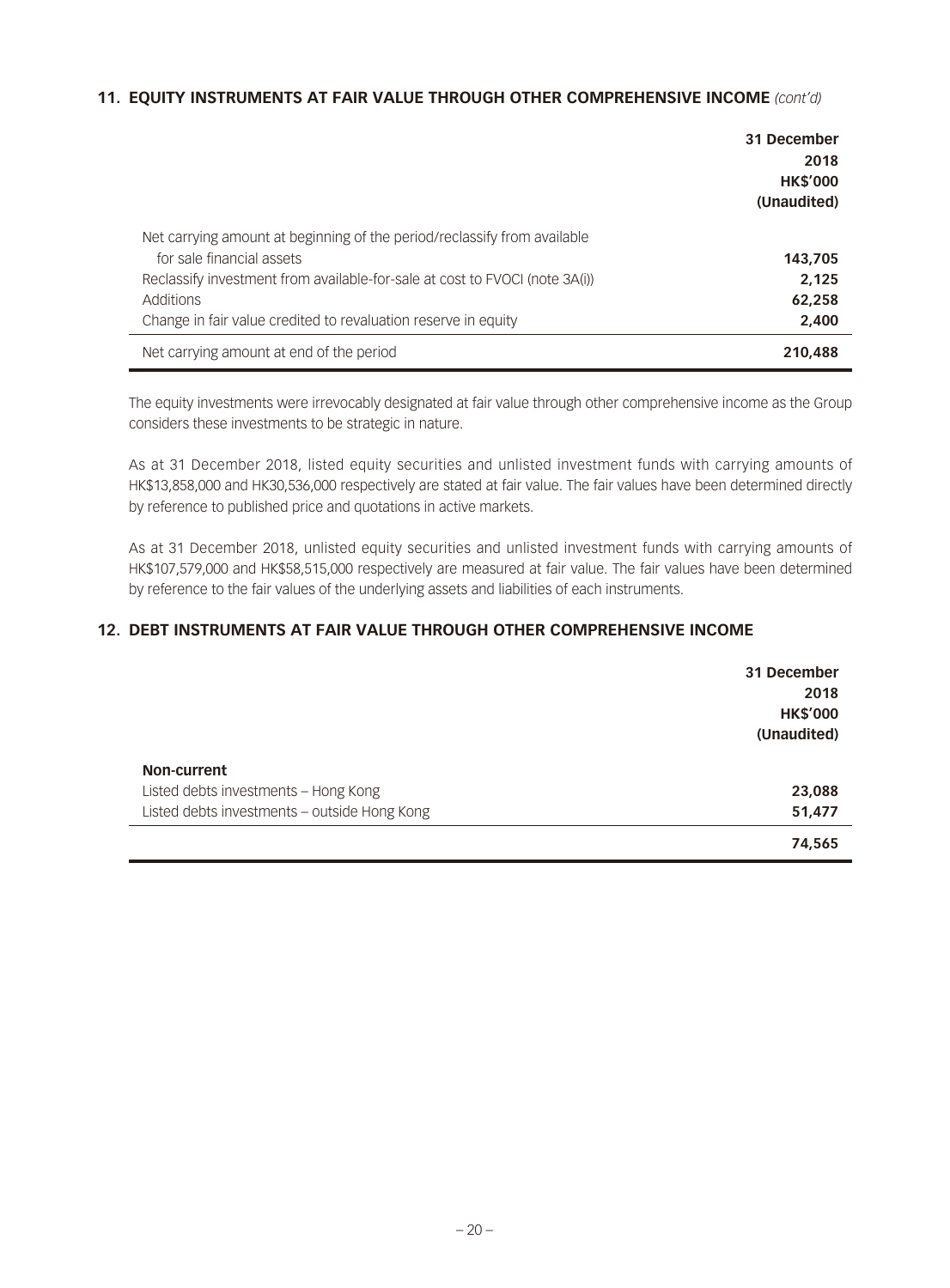## 11. EQUITY INSTRUMENTS AT FAIR VALUE THROUGH OTHER COMPREHENSIVE INCOME *(cont'd)*

| | 31 December 2018 HK$'000 (Unaudited) |
|---|---|
| Net carrying amount at beginning of the period/reclassify from available for sale financial assets | **143,705** |
| Reclassify investment from available-for-sale at cost to FVOCI (note 3A(i)) | **2,125** |
| Additions | **62,258** |
| Change in fair value credited to revaluation reserve in equity | **2,400** |
| Net carrying amount at end of the period | **210,488** |

The equity investments were irrevocably designated at fair value through other comprehensive income as the Group considers these investments to be strategic in nature.

As at 31 December 2018, listed equity securities and unlisted investment funds with carrying amounts of HK$13,858,000 and HK30,536,000 respectively are stated at fair value. The fair values have been determined directly by reference to published price and quotations in active markets.

As at 31 December 2018, unlisted equity securities and unlisted investment funds with carrying amounts of HK$107,579,000 and HK$58,515,000 respectively are measured at fair value. The fair values have been determined by reference to the fair values of the underlying assets and liabilities of each instruments.

## 12. DEBT INSTRUMENTS AT FAIR VALUE THROUGH OTHER COMPREHENSIVE INCOME

| | 31 December 2018 HK$'000 (Unaudited) |
|---|---|
| **Non-current** | |
| Listed debts investments – Hong Kong | **23,088** |
| Listed debts investments – outside Hong Kong | **51,477** |
| | **74,565** |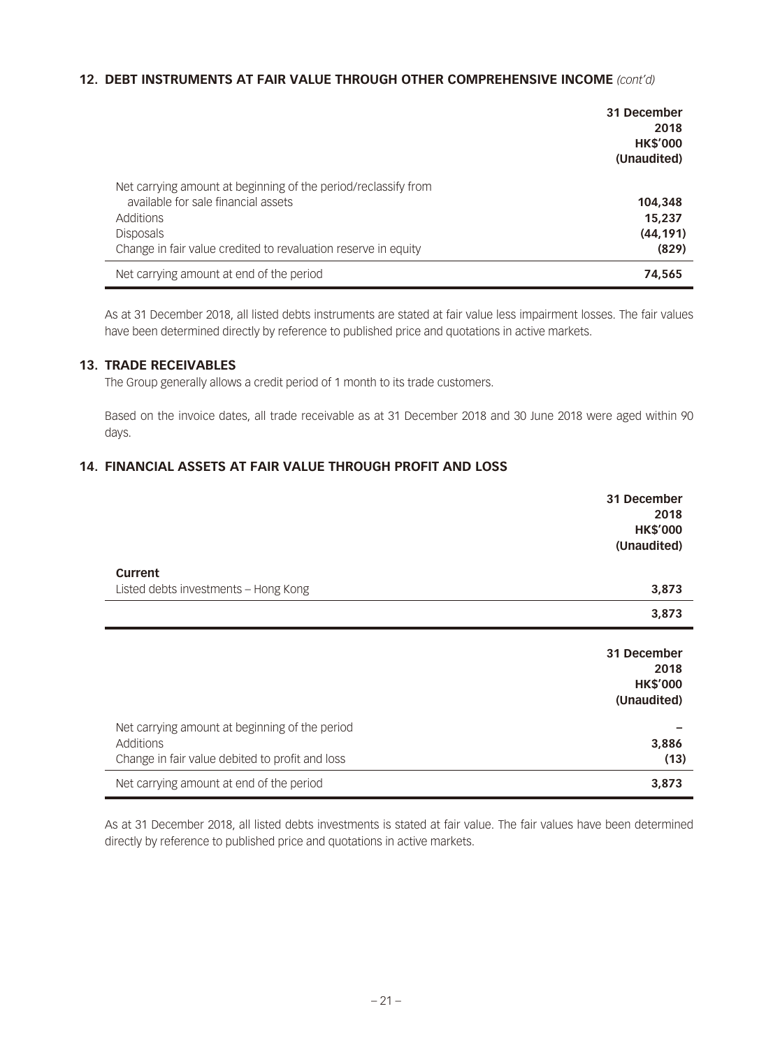## 12. DEBT INSTRUMENTS AT FAIR VALUE THROUGH OTHER COMPREHENSIVE INCOME *(cont'd)*

| | 31 December 2018 HK$'000 (Unaudited) |
|---|---|
| Net carrying amount at beginning of the period/reclassify from available for sale financial assets | **104,348** |
| Additions | **15,237** |
| Disposals | **(44,191)** |
| Change in fair value credited to revaluation reserve in equity | **(829)** |
| Net carrying amount at end of the period | **74,565** |

As at 31 December 2018, all listed debts instruments are stated at fair value less impairment losses. The fair values have been determined directly by reference to published price and quotations in active markets.

## 13. TRADE RECEIVABLES

The Group generally allows a credit period of 1 month to its trade customers.

Based on the invoice dates, all trade receivable as at 31 December 2018 and 30 June 2018 were aged within 90 days.

## 14. FINANCIAL ASSETS AT FAIR VALUE THROUGH PROFIT AND LOSS

| | 31 December 2018 HK$'000 (Unaudited) |
|---|---|
| **Current** | |
| Listed debts investments – Hong Kong | **3,873** |
| | **3,873** |

| | 31 December 2018 HK$'000 (Unaudited) |
|---|---|
| Net carrying amount at beginning of the period | **–** |
| Additions | **3,886** |
| Change in fair value debited to profit and loss | **(13)** |
| Net carrying amount at end of the period | **3,873** |

As at 31 December 2018, all listed debts investments is stated at fair value. The fair values have been determined directly by reference to published price and quotations in active markets.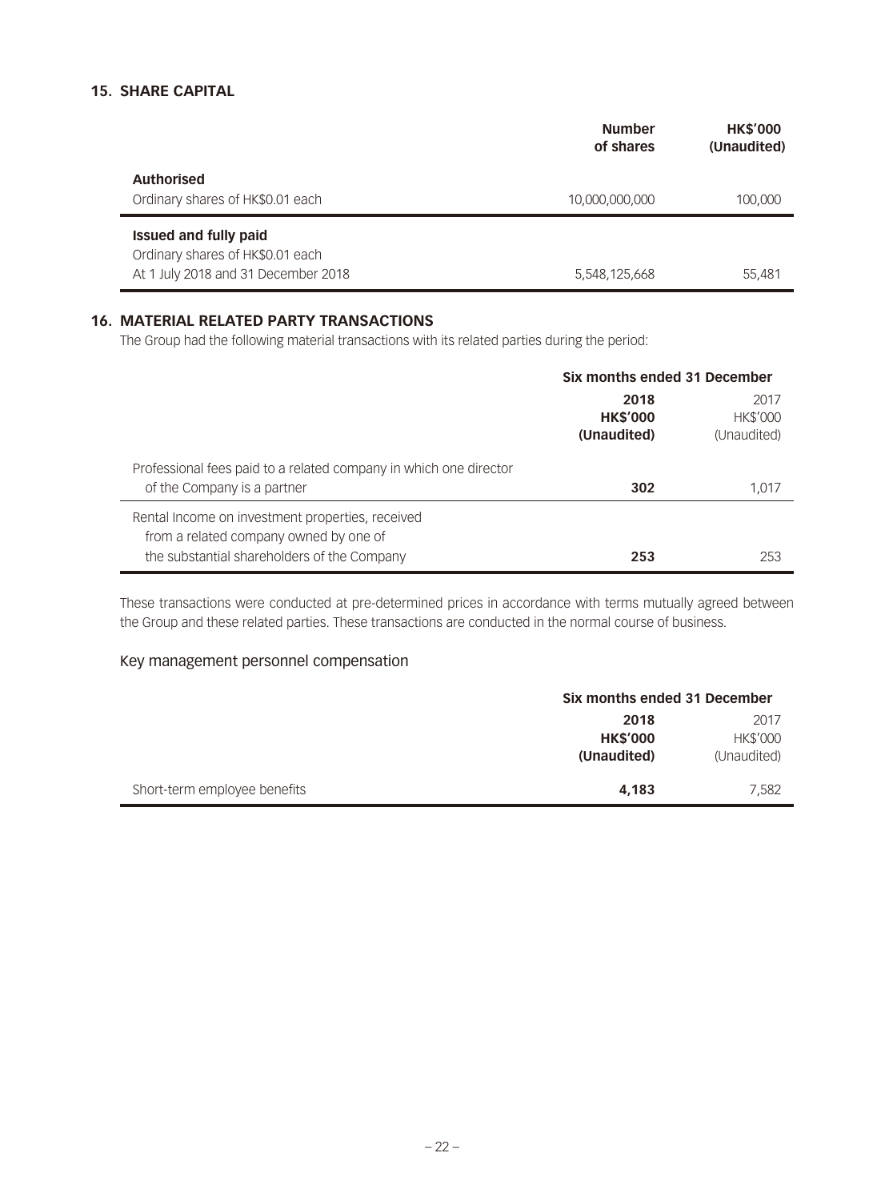## 15. SHARE CAPITAL

| | Number of shares | HK$'000 (Unaudited) |
|---|---|---|
| **Authorised** | | |
| Ordinary shares of HK$0.01 each | 10,000,000,000 | 100,000 |
| **Issued and fully paid** | | |
| Ordinary shares of HK$0.01 each | | |
| At 1 July 2018 and 31 December 2018 | 5,548,125,668 | 55,481 |

## 16. MATERIAL RELATED PARTY TRANSACTIONS

The Group had the following material transactions with its related parties during the period:

| | Six months ended 31 December | |
|---|---|---|
| | **2018** | 2017 |
| | **HK$'000** | HK$'000 |
| | **(Unaudited)** | (Unaudited) |
| Professional fees paid to a related company in which one director of the Company is a partner | **302** | 1,017 |
| Rental Income on investment properties, received from a related company owned by one of the substantial shareholders of the Company | **253** | 253 |

These transactions were conducted at pre-determined prices in accordance with terms mutually agreed between the Group and these related parties. These transactions are conducted in the normal course of business.

### Key management personnel compensation

| | Six months ended 31 December | |
|---|---|---|
| | **2018** | 2017 |
| | **HK$'000** | HK$'000 |
| | **(Unaudited)** | (Unaudited) |
| Short-term employee benefits | **4,183** | 7,582 |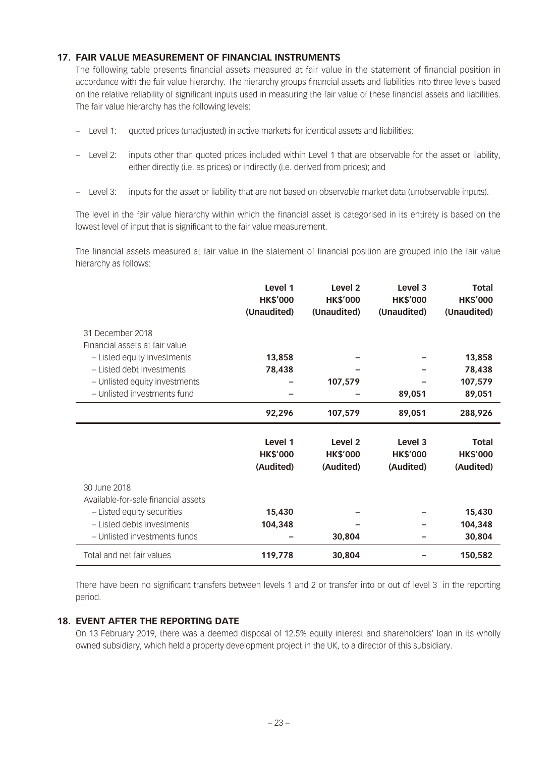## 17. FAIR VALUE MEASUREMENT OF FINANCIAL INSTRUMENTS

The following table presents financial assets measured at fair value in the statement of financial position in accordance with the fair value hierarchy. The hierarchy groups financial assets and liabilities into three levels based on the relative reliability of significant inputs used in measuring the fair value of these financial assets and liabilities. The fair value hierarchy has the following levels:

- Level 1: quoted prices (unadjusted) in active markets for identical assets and liabilities;
- Level 2: inputs other than quoted prices included within Level 1 that are observable for the asset or liability, either directly (i.e. as prices) or indirectly (i.e. derived from prices); and
- Level 3: inputs for the asset or liability that are not based on observable market data (unobservable inputs).

The level in the fair value hierarchy within which the financial asset is categorised in its entirety is based on the lowest level of input that is significant to the fair value measurement.

The financial assets measured at fair value in the statement of financial position are grouped into the fair value hierarchy as follows:

| | Level 1<br>HK$'000<br>(Unaudited) | Level 2<br>HK$'000<br>(Unaudited) | Level 3<br>HK$'000<br>(Unaudited) | Total<br>HK$'000<br>(Unaudited) |
|---|---|---|---|---|
| 31 December 2018 | | | | |
| Financial assets at fair value | | | | |
| – Listed equity investments | **13,858** | – | – | **13,858** |
| – Listed debt investments | **78,438** | – | – | **78,438** |
| – Unlisted equity investments | – | **107,579** | – | **107,579** |
| – Unlisted investments fund | – | – | **89,051** | **89,051** |
| | **92,296** | **107,579** | **89,051** | **288,926** |

| | Level 1<br>HK$'000<br>(Audited) | Level 2<br>HK$'000<br>(Audited) | Level 3<br>HK$'000<br>(Audited) | Total<br>HK$'000<br>(Audited) |
|---|---|---|---|---|
| 30 June 2018 | | | | |
| Available-for-sale financial assets | | | | |
| – Listed equity securities | **15,430** | – | – | **15,430** |
| – Listed debts investments | **104,348** | – | – | **104,348** |
| – Unlisted investments funds | – | **30,804** | – | **30,804** |
| Total and net fair values | **119,778** | **30,804** | – | **150,582** |

There have been no significant transfers between levels 1 and 2 or transfer into or out of level 3 in the reporting period.

## 18. EVENT AFTER THE REPORTING DATE

On 13 February 2019, there was a deemed disposal of 12.5% equity interest and shareholders' loan in its wholly owned subsidiary, which held a property development project in the UK, to a director of this subsidiary.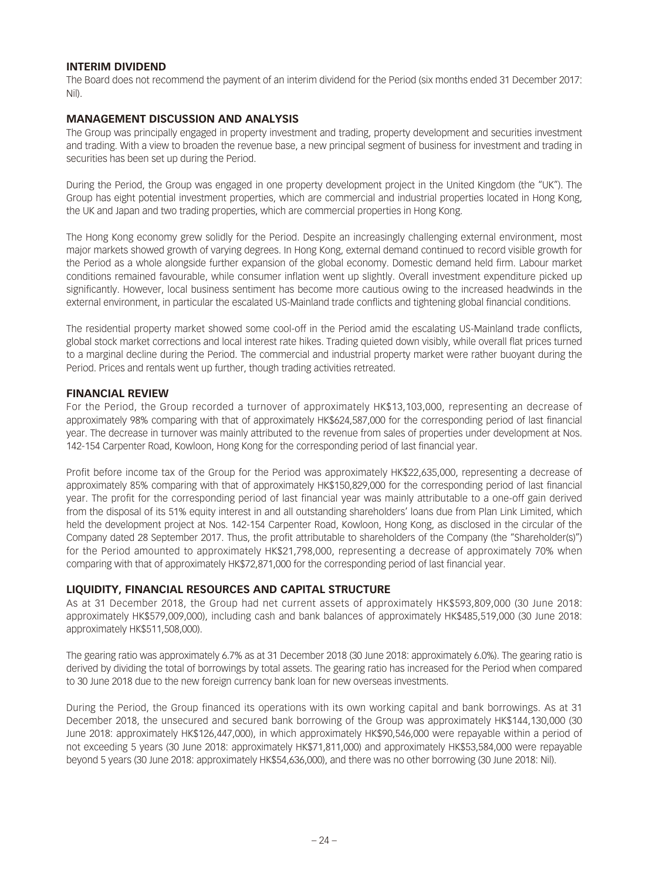## INTERIM DIVIDEND

The Board does not recommend the payment of an interim dividend for the Period (six months ended 31 December 2017: Nil).

## MANAGEMENT DISCUSSION AND ANALYSIS

The Group was principally engaged in property investment and trading, property development and securities investment and trading. With a view to broaden the revenue base, a new principal segment of business for investment and trading in securities has been set up during the Period.

During the Period, the Group was engaged in one property development project in the United Kingdom (the "UK"). The Group has eight potential investment properties, which are commercial and industrial properties located in Hong Kong, the UK and Japan and two trading properties, which are commercial properties in Hong Kong.

The Hong Kong economy grew solidly for the Period. Despite an increasingly challenging external environment, most major markets showed growth of varying degrees. In Hong Kong, external demand continued to record visible growth for the Period as a whole alongside further expansion of the global economy. Domestic demand held firm. Labour market conditions remained favourable, while consumer inflation went up slightly. Overall investment expenditure picked up significantly. However, local business sentiment has become more cautious owing to the increased headwinds in the external environment, in particular the escalated US-Mainland trade conflicts and tightening global financial conditions.

The residential property market showed some cool-off in the Period amid the escalating US-Mainland trade conflicts, global stock market corrections and local interest rate hikes. Trading quieted down visibly, while overall flat prices turned to a marginal decline during the Period. The commercial and industrial property market were rather buoyant during the Period. Prices and rentals went up further, though trading activities retreated.

## FINANCIAL REVIEW

For the Period, the Group recorded a turnover of approximately HK$13,103,000, representing an decrease of approximately 98% comparing with that of approximately HK$624,587,000 for the corresponding period of last financial year. The decrease in turnover was mainly attributed to the revenue from sales of properties under development at Nos. 142-154 Carpenter Road, Kowloon, Hong Kong for the corresponding period of last financial year.

Profit before income tax of the Group for the Period was approximately HK$22,635,000, representing a decrease of approximately 85% comparing with that of approximately HK$150,829,000 for the corresponding period of last financial year. The profit for the corresponding period of last financial year was mainly attributable to a one-off gain derived from the disposal of its 51% equity interest in and all outstanding shareholders' loans due from Plan Link Limited, which held the development project at Nos. 142-154 Carpenter Road, Kowloon, Hong Kong, as disclosed in the circular of the Company dated 28 September 2017. Thus, the profit attributable to shareholders of the Company (the "Shareholder(s)") for the Period amounted to approximately HK$21,798,000, representing a decrease of approximately 70% when comparing with that of approximately HK$72,871,000 for the corresponding period of last financial year.

## LIQUIDITY, FINANCIAL RESOURCES AND CAPITAL STRUCTURE

As at 31 December 2018, the Group had net current assets of approximately HK$593,809,000 (30 June 2018: approximately HK$579,009,000), including cash and bank balances of approximately HK$485,519,000 (30 June 2018: approximately HK$511,508,000).

The gearing ratio was approximately 6.7% as at 31 December 2018 (30 June 2018: approximately 6.0%). The gearing ratio is derived by dividing the total of borrowings by total assets. The gearing ratio has increased for the Period when compared to 30 June 2018 due to the new foreign currency bank loan for new overseas investments.

During the Period, the Group financed its operations with its own working capital and bank borrowings. As at 31 December 2018, the unsecured and secured bank borrowing of the Group was approximately HK$144,130,000 (30 June 2018: approximately HK$126,447,000), in which approximately HK$90,546,000 were repayable within a period of not exceeding 5 years (30 June 2018: approximately HK$71,811,000) and approximately HK$53,584,000 were repayable beyond 5 years (30 June 2018: approximately HK$54,636,000), and there was no other borrowing (30 June 2018: Nil).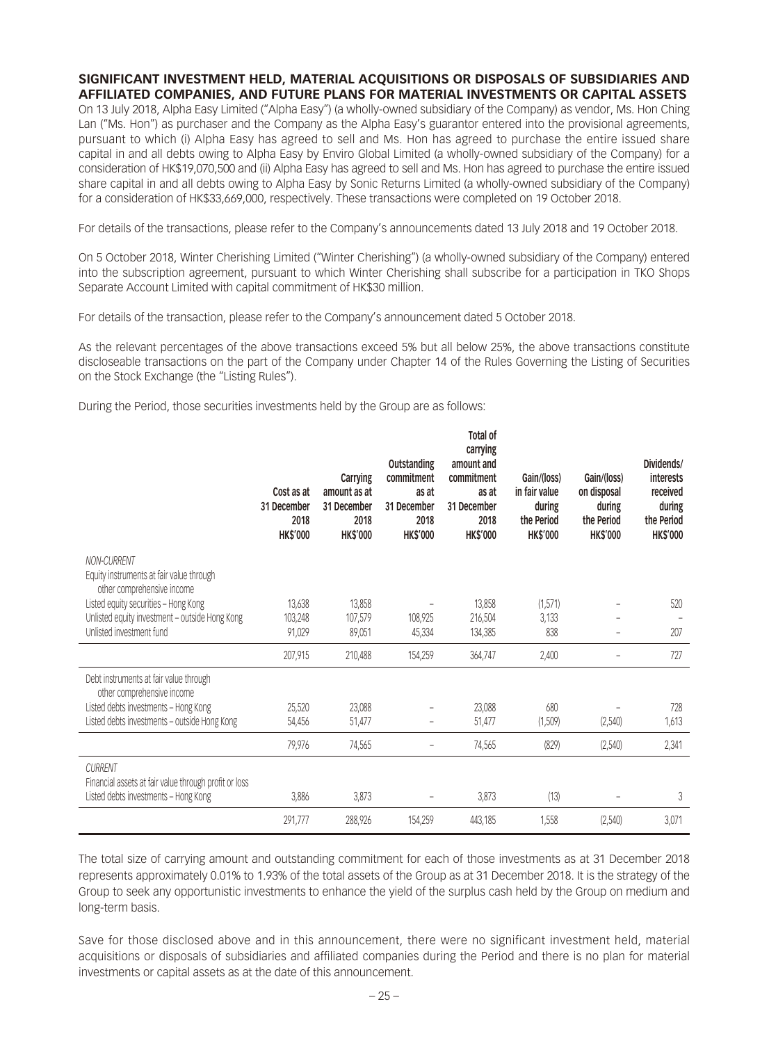## SIGNIFICANT INVESTMENT HELD, MATERIAL ACQUISITIONS OR DISPOSALS OF SUBSIDIARIES AND AFFILIATED COMPANIES, AND FUTURE PLANS FOR MATERIAL INVESTMENTS OR CAPITAL ASSETS

On 13 July 2018, Alpha Easy Limited ("Alpha Easy") (a wholly-owned subsidiary of the Company) as vendor, Ms. Hon Ching Lan ("Ms. Hon") as purchaser and the Company as the Alpha Easy's guarantor entered into the provisional agreements, pursuant to which (i) Alpha Easy has agreed to sell and Ms. Hon has agreed to purchase the entire issued share capital in and all debts owing to Alpha Easy by Enviro Global Limited (a wholly-owned subsidiary of the Company) for a consideration of HK$19,070,500 and (ii) Alpha Easy has agreed to sell and Ms. Hon has agreed to purchase the entire issued share capital in and all debts owing to Alpha Easy by Sonic Returns Limited (a wholly-owned subsidiary of the Company) for a consideration of HK$33,669,000, respectively. These transactions were completed on 19 October 2018.

For details of the transactions, please refer to the Company's announcements dated 13 July 2018 and 19 October 2018.

On 5 October 2018, Winter Cherishing Limited ("Winter Cherishing") (a wholly-owned subsidiary of the Company) entered into the subscription agreement, pursuant to which Winter Cherishing shall subscribe for a participation in TKO Shops Separate Account Limited with capital commitment of HK$30 million.

For details of the transaction, please refer to the Company's announcement dated 5 October 2018.

As the relevant percentages of the above transactions exceed 5% but all below 25%, the above transactions constitute discloseable transactions on the part of the Company under Chapter 14 of the Rules Governing the Listing of Securities on the Stock Exchange (the "Listing Rules").

During the Period, those securities investments held by the Group are as follows:

| | Cost as at 31 December 2018 HK$'000 | Carrying amount as at 31 December 2018 HK$'000 | Outstanding commitment as at 31 December 2018 HK$'000 | Total of carrying amount and commitment as at 31 December 2018 HK$'000 | Gain/(loss) in fair value during the Period HK$'000 | Gain/(loss) on disposal during the Period HK$'000 | Dividends/ interests received during the Period HK$'000 |
|---|---|---|---|---|---|---|---|
| *NON-CURRENT* | | | | | | | |
| Equity instruments at fair value through other comprehensive income | | | | | | | |
| Listed equity securities – Hong Kong | 13,638 | 13,858 | – | 13,858 | (1,571) | – | 520 |
| Unlisted equity investment – outside Hong Kong | 103,248 | 107,579 | 108,925 | 216,504 | 3,133 | – | – |
| Unlisted investment fund | 91,029 | 89,051 | 45,334 | 134,385 | 838 | – | 207 |
| | 207,915 | 210,488 | 154,259 | 364,747 | 2,400 | – | 727 |
| Debt instruments at fair value through other comprehensive income | | | | | | | |
| Listed debts investments – Hong Kong | 25,520 | 23,088 | – | 23,088 | 680 | – | 728 |
| Listed debts investments – outside Hong Kong | 54,456 | 51,477 | – | 51,477 | (1,509) | (2,540) | 1,613 |
| | 79,976 | 74,565 | – | 74,565 | (829) | (2,540) | 2,341 |
| *CURRENT* | | | | | | | |
| Financial assets at fair value through profit or loss | | | | | | | |
| Listed debts investments – Hong Kong | 3,886 | 3,873 | – | 3,873 | (13) | – | 3 |
| | 291,777 | 288,926 | 154,259 | 443,185 | 1,558 | (2,540) | 3,071 |

The total size of carrying amount and outstanding commitment for each of those investments as at 31 December 2018 represents approximately 0.01% to 1.93% of the total assets of the Group as at 31 December 2018. It is the strategy of the Group to seek any opportunistic investments to enhance the yield of the surplus cash held by the Group on medium and long-term basis.

Save for those disclosed above and in this announcement, there were no significant investment held, material acquisitions or disposals of subsidiaries and affiliated companies during the Period and there is no plan for material investments or capital assets as at the date of this announcement.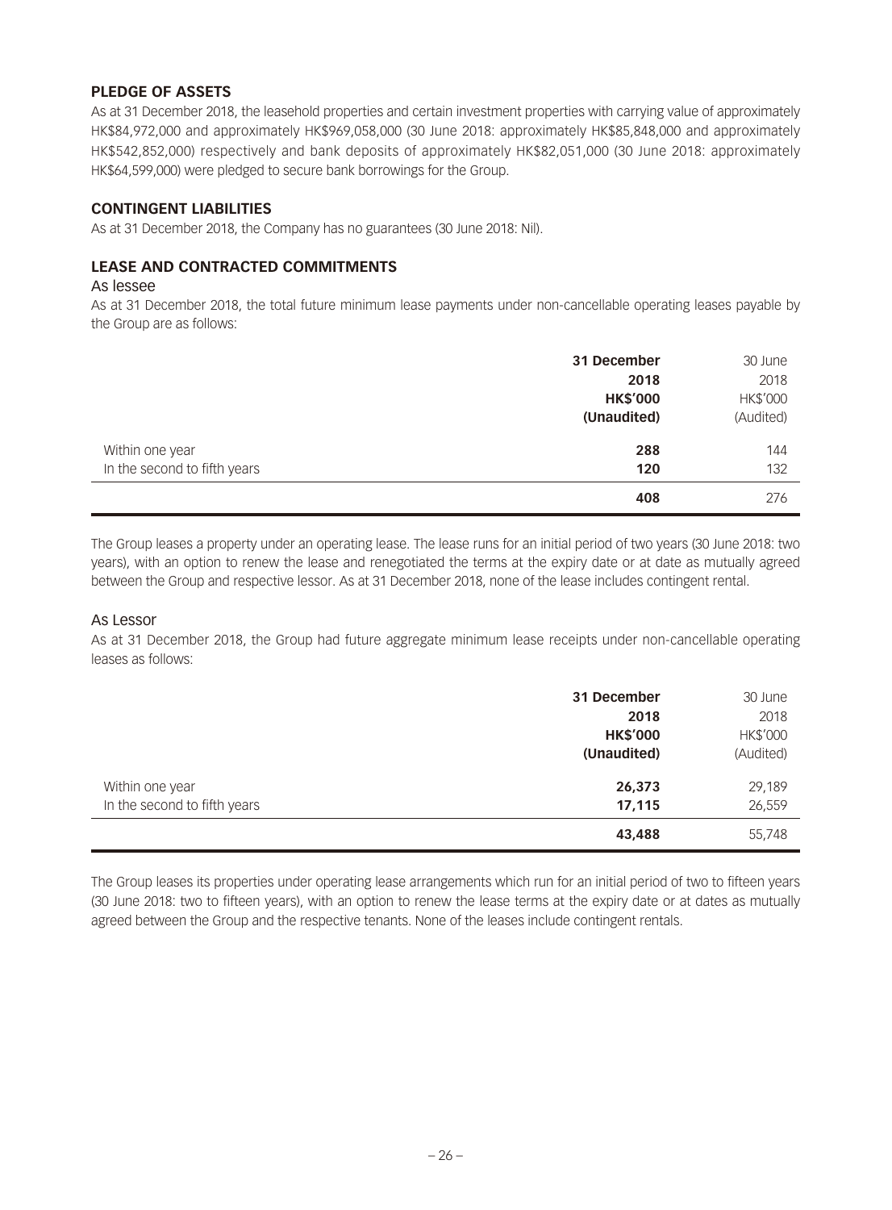## PLEDGE OF ASSETS

As at 31 December 2018, the leasehold properties and certain investment properties with carrying value of approximately HK$84,972,000 and approximately HK$969,058,000 (30 June 2018: approximately HK$85,848,000 and approximately HK$542,852,000) respectively and bank deposits of approximately HK$82,051,000 (30 June 2018: approximately HK$64,599,000) were pledged to secure bank borrowings for the Group.

## CONTINGENT LIABILITIES

As at 31 December 2018, the Company has no guarantees (30 June 2018: Nil).

## LEASE AND CONTRACTED COMMITMENTS

### As lessee

As at 31 December 2018, the total future minimum lease payments under non-cancellable operating leases payable by the Group are as follows:

| | **31 December 2018 HK$'000 (Unaudited)** | 30 June 2018 HK$'000 (Audited) |
|---|---|---|
| Within one year | **288** | 144 |
| In the second to fifth years | **120** | 132 |
| | **408** | 276 |

The Group leases a property under an operating lease. The lease runs for an initial period of two years (30 June 2018: two years), with an option to renew the lease and renegotiated the terms at the expiry date or at date as mutually agreed between the Group and respective lessor. As at 31 December 2018, none of the lease includes contingent rental.

### As Lessor

As at 31 December 2018, the Group had future aggregate minimum lease receipts under non-cancellable operating leases as follows:

| | **31 December 2018 HK$'000 (Unaudited)** | 30 June 2018 HK$'000 (Audited) |
|---|---|---|
| Within one year | **26,373** | 29,189 |
| In the second to fifth years | **17,115** | 26,559 |
| | **43,488** | 55,748 |

The Group leases its properties under operating lease arrangements which run for an initial period of two to fifteen years (30 June 2018: two to fifteen years), with an option to renew the lease terms at the expiry date or at dates as mutually agreed between the Group and the respective tenants. None of the leases include contingent rentals.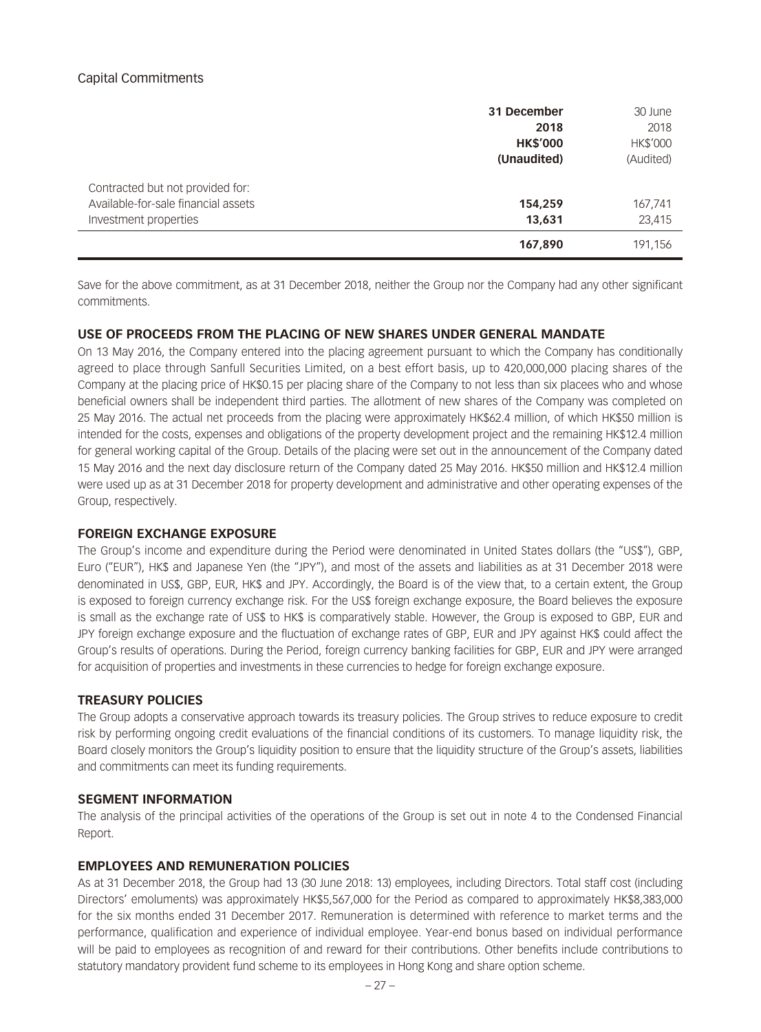Capital Commitments

| | 31 December 2018 HK$'000 (Unaudited) | 30 June 2018 HK$'000 (Audited) |
|---|---|---|
| Contracted but not provided for: | | |
| Available-for-sale financial assets | **154,259** | 167,741 |
| Investment properties | **13,631** | 23,415 |
| | **167,890** | 191,156 |

Save for the above commitment, as at 31 December 2018, neither the Group nor the Company had any other significant commitments.

## USE OF PROCEEDS FROM THE PLACING OF NEW SHARES UNDER GENERAL MANDATE

On 13 May 2016, the Company entered into the placing agreement pursuant to which the Company has conditionally agreed to place through Sanfull Securities Limited, on a best effort basis, up to 420,000,000 placing shares of the Company at the placing price of HK$0.15 per placing share of the Company to not less than six placees who and whose beneficial owners shall be independent third parties. The allotment of new shares of the Company was completed on 25 May 2016. The actual net proceeds from the placing were approximately HK$62.4 million, of which HK$50 million is intended for the costs, expenses and obligations of the property development project and the remaining HK$12.4 million for general working capital of the Group. Details of the placing were set out in the announcement of the Company dated 15 May 2016 and the next day disclosure return of the Company dated 25 May 2016. HK$50 million and HK$12.4 million were used up as at 31 December 2018 for property development and administrative and other operating expenses of the Group, respectively.

## FOREIGN EXCHANGE EXPOSURE

The Group's income and expenditure during the Period were denominated in United States dollars (the "US$"), GBP, Euro ("EUR"), HK$ and Japanese Yen (the "JPY"), and most of the assets and liabilities as at 31 December 2018 were denominated in US$, GBP, EUR, HK$ and JPY. Accordingly, the Board is of the view that, to a certain extent, the Group is exposed to foreign currency exchange risk. For the US$ foreign exchange exposure, the Board believes the exposure is small as the exchange rate of US$ to HK$ is comparatively stable. However, the Group is exposed to GBP, EUR and JPY foreign exchange exposure and the fluctuation of exchange rates of GBP, EUR and JPY against HK$ could affect the Group's results of operations. During the Period, foreign currency banking facilities for GBP, EUR and JPY were arranged for acquisition of properties and investments in these currencies to hedge for foreign exchange exposure.

## TREASURY POLICIES

The Group adopts a conservative approach towards its treasury policies. The Group strives to reduce exposure to credit risk by performing ongoing credit evaluations of the financial conditions of its customers. To manage liquidity risk, the Board closely monitors the Group's liquidity position to ensure that the liquidity structure of the Group's assets, liabilities and commitments can meet its funding requirements.

## SEGMENT INFORMATION

The analysis of the principal activities of the operations of the Group is set out in note 4 to the Condensed Financial Report.

## EMPLOYEES AND REMUNERATION POLICIES

As at 31 December 2018, the Group had 13 (30 June 2018: 13) employees, including Directors. Total staff cost (including Directors' emoluments) was approximately HK$5,567,000 for the Period as compared to approximately HK$8,383,000 for the six months ended 31 December 2017. Remuneration is determined with reference to market terms and the performance, qualification and experience of individual employee. Year-end bonus based on individual performance will be paid to employees as recognition of and reward for their contributions. Other benefits include contributions to statutory mandatory provident fund scheme to its employees in Hong Kong and share option scheme.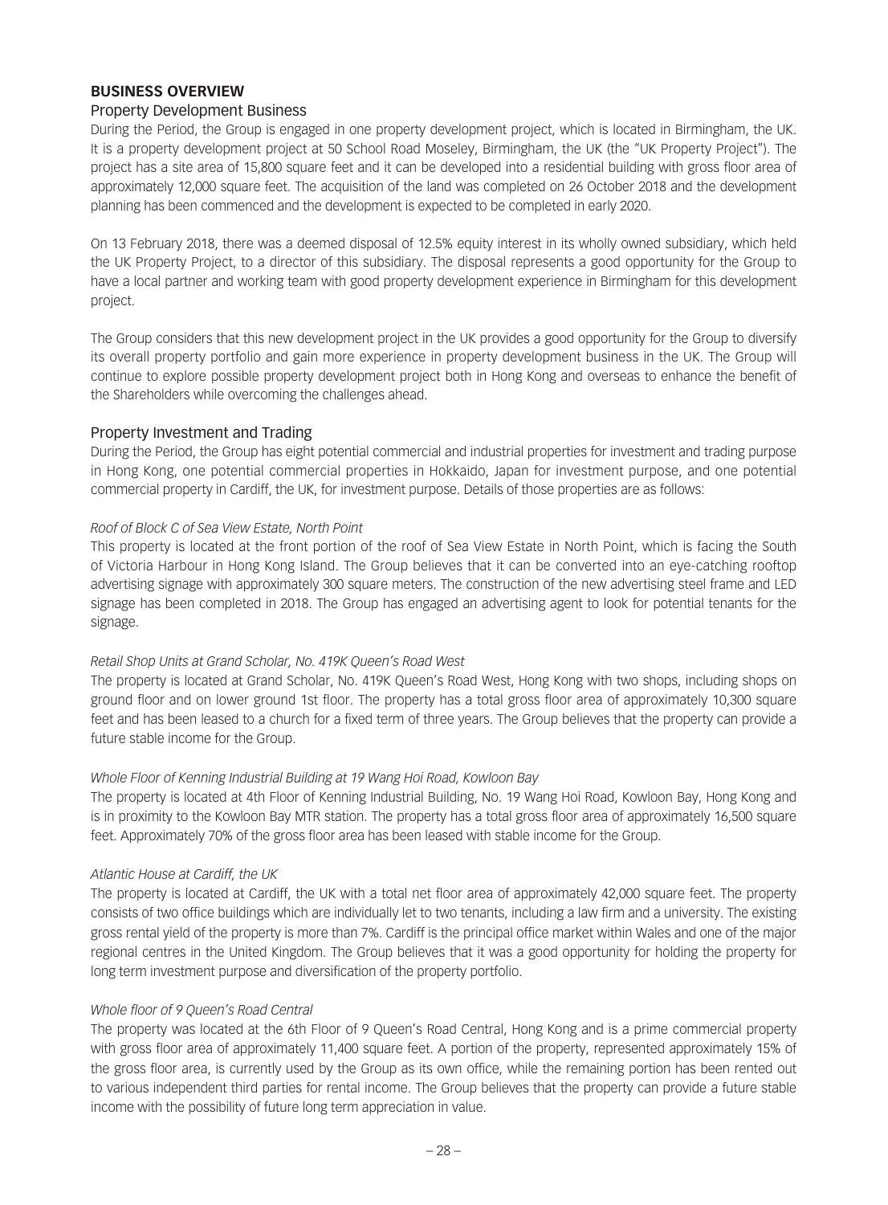## BUSINESS OVERVIEW

### Property Development Business

During the Period, the Group is engaged in one property development project, which is located in Birmingham, the UK. It is a property development project at 50 School Road Moseley, Birmingham, the UK (the "UK Property Project"). The project has a site area of 15,800 square feet and it can be developed into a residential building with gross floor area of approximately 12,000 square feet. The acquisition of the land was completed on 26 October 2018 and the development planning has been commenced and the development is expected to be completed in early 2020.

On 13 February 2018, there was a deemed disposal of 12.5% equity interest in its wholly owned subsidiary, which held the UK Property Project, to a director of this subsidiary. The disposal represents a good opportunity for the Group to have a local partner and working team with good property development experience in Birmingham for this development project.

The Group considers that this new development project in the UK provides a good opportunity for the Group to diversify its overall property portfolio and gain more experience in property development business in the UK. The Group will continue to explore possible property development project both in Hong Kong and overseas to enhance the benefit of the Shareholders while overcoming the challenges ahead.

### Property Investment and Trading

During the Period, the Group has eight potential commercial and industrial properties for investment and trading purpose in Hong Kong, one potential commercial properties in Hokkaido, Japan for investment purpose, and one potential commercial property in Cardiff, the UK, for investment purpose. Details of those properties are as follows:

*Roof of Block C of Sea View Estate, North Point*

This property is located at the front portion of the roof of Sea View Estate in North Point, which is facing the South of Victoria Harbour in Hong Kong Island. The Group believes that it can be converted into an eye-catching rooftop advertising signage with approximately 300 square meters. The construction of the new advertising steel frame and LED signage has been completed in 2018. The Group has engaged an advertising agent to look for potential tenants for the signage.

*Retail Shop Units at Grand Scholar, No. 419K Queen's Road West*

The property is located at Grand Scholar, No. 419K Queen's Road West, Hong Kong with two shops, including shops on ground floor and on lower ground 1st floor. The property has a total gross floor area of approximately 10,300 square feet and has been leased to a church for a fixed term of three years. The Group believes that the property can provide a future stable income for the Group.

*Whole Floor of Kenning Industrial Building at 19 Wang Hoi Road, Kowloon Bay*

The property is located at 4th Floor of Kenning Industrial Building, No. 19 Wang Hoi Road, Kowloon Bay, Hong Kong and is in proximity to the Kowloon Bay MTR station. The property has a total gross floor area of approximately 16,500 square feet. Approximately 70% of the gross floor area has been leased with stable income for the Group.

*Atlantic House at Cardiff, the UK*

The property is located at Cardiff, the UK with a total net floor area of approximately 42,000 square feet. The property consists of two office buildings which are individually let to two tenants, including a law firm and a university. The existing gross rental yield of the property is more than 7%. Cardiff is the principal office market within Wales and one of the major regional centres in the United Kingdom. The Group believes that it was a good opportunity for holding the property for long term investment purpose and diversification of the property portfolio.

*Whole floor of 9 Queen's Road Central*

The property was located at the 6th Floor of 9 Queen's Road Central, Hong Kong and is a prime commercial property with gross floor area of approximately 11,400 square feet. A portion of the property, represented approximately 15% of the gross floor area, is currently used by the Group as its own office, while the remaining portion has been rented out to various independent third parties for rental income. The Group believes that the property can provide a future stable income with the possibility of future long term appreciation in value.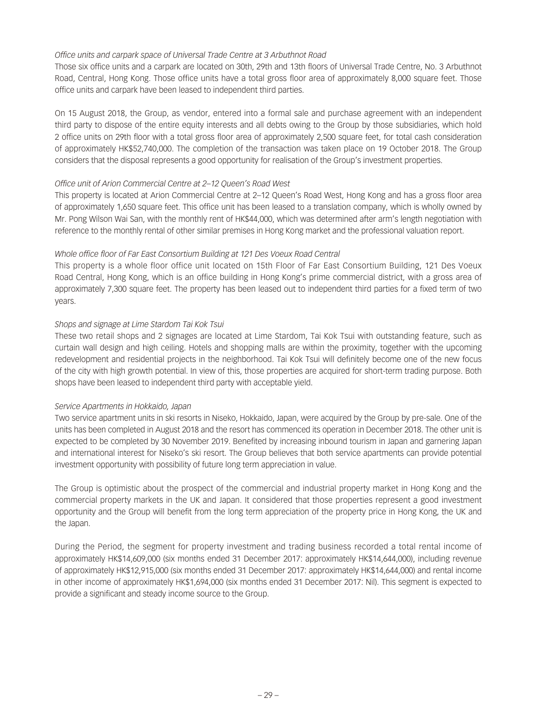*Office units and carpark space of Universal Trade Centre at 3 Arbuthnot Road*

Those six office units and a carpark are located on 30th, 29th and 13th floors of Universal Trade Centre, No. 3 Arbuthnot Road, Central, Hong Kong. Those office units have a total gross floor area of approximately 8,000 square feet. Those office units and carpark have been leased to independent third parties.

On 15 August 2018, the Group, as vendor, entered into a formal sale and purchase agreement with an independent third party to dispose of the entire equity interests and all debts owing to the Group by those subsidiaries, which hold 2 office units on 29th floor with a total gross floor area of approximately 2,500 square feet, for total cash consideration of approximately HK$52,740,000. The completion of the transaction was taken place on 19 October 2018. The Group considers that the disposal represents a good opportunity for realisation of the Group's investment properties.

*Office unit of Arion Commercial Centre at 2–12 Queen's Road West*

This property is located at Arion Commercial Centre at 2–12 Queen's Road West, Hong Kong and has a gross floor area of approximately 1,650 square feet. This office unit has been leased to a translation company, which is wholly owned by Mr. Pong Wilson Wai San, with the monthly rent of HK$44,000, which was determined after arm's length negotiation with reference to the monthly rental of other similar premises in Hong Kong market and the professional valuation report.

*Whole office floor of Far East Consortium Building at 121 Des Voeux Road Central*

This property is a whole floor office unit located on 15th Floor of Far East Consortium Building, 121 Des Voeux Road Central, Hong Kong, which is an office building in Hong Kong's prime commercial district, with a gross area of approximately 7,300 square feet. The property has been leased out to independent third parties for a fixed term of two years.

*Shops and signage at Lime Stardom Tai Kok Tsui*

These two retail shops and 2 signages are located at Lime Stardom, Tai Kok Tsui with outstanding feature, such as curtain wall design and high ceiling. Hotels and shopping malls are within the proximity, together with the upcoming redevelopment and residential projects in the neighborhood. Tai Kok Tsui will definitely become one of the new focus of the city with high growth potential. In view of this, those properties are acquired for short-term trading purpose. Both shops have been leased to independent third party with acceptable yield.

*Service Apartments in Hokkaido, Japan*

Two service apartment units in ski resorts in Niseko, Hokkaido, Japan, were acquired by the Group by pre-sale. One of the units has been completed in August 2018 and the resort has commenced its operation in December 2018. The other unit is expected to be completed by 30 November 2019. Benefited by increasing inbound tourism in Japan and garnering Japan and international interest for Niseko's ski resort. The Group believes that both service apartments can provide potential investment opportunity with possibility of future long term appreciation in value.

The Group is optimistic about the prospect of the commercial and industrial property market in Hong Kong and the commercial property markets in the UK and Japan. It considered that those properties represent a good investment opportunity and the Group will benefit from the long term appreciation of the property price in Hong Kong, the UK and the Japan.

During the Period, the segment for property investment and trading business recorded a total rental income of approximately HK$14,609,000 (six months ended 31 December 2017: approximately HK$14,644,000), including revenue of approximately HK$12,915,000 (six months ended 31 December 2017: approximately HK$14,644,000) and rental income in other income of approximately HK$1,694,000 (six months ended 31 December 2017: Nil). This segment is expected to provide a significant and steady income source to the Group.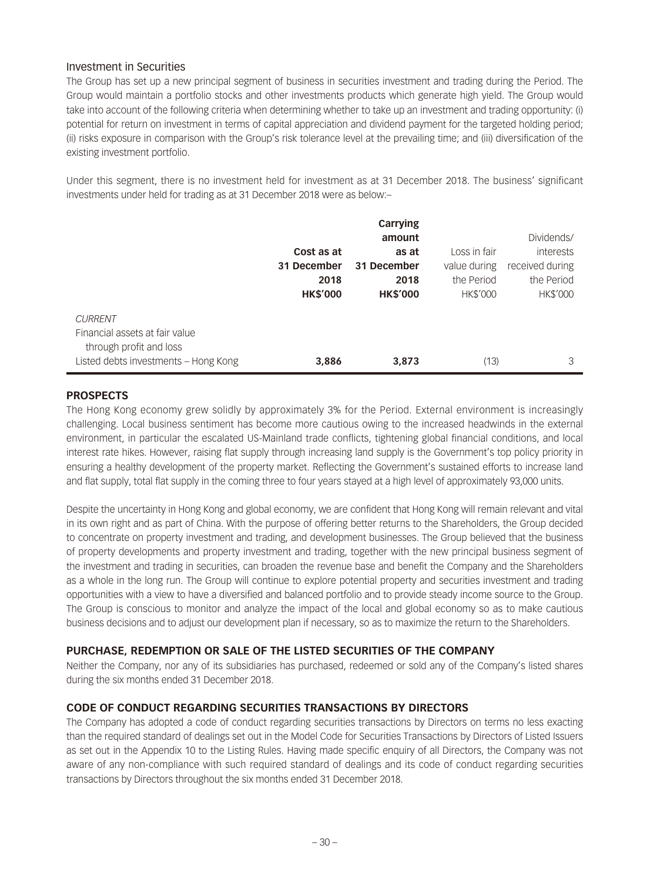### Investment in Securities

The Group has set up a new principal segment of business in securities investment and trading during the Period. The Group would maintain a portfolio stocks and other investments products which generate high yield. The Group would take into account of the following criteria when determining whether to take up an investment and trading opportunity: (i) potential for return on investment in terms of capital appreciation and dividend payment for the targeted holding period; (ii) risks exposure in comparison with the Group's risk tolerance level at the prevailing time; and (iii) diversification of the existing investment portfolio.

Under this segment, there is no investment held for investment as at 31 December 2018. The business' significant investments under held for trading as at 31 December 2018 were as below:–

| | **Cost as at 31 December 2018 HK$'000** | **Carrying amount as at 31 December 2018 HK$'000** | Loss in fair value during the Period HK$'000 | Dividends/ interests received during the Period HK$'000 |
|---|---|---|---|---|
| *CURRENT* | | | | |
| Financial assets at fair value through profit and loss | | | | |
| Listed debts investments – Hong Kong | **3,886** | **3,873** | (13) | 3 |

## PROSPECTS

The Hong Kong economy grew solidly by approximately 3% for the Period. External environment is increasingly challenging. Local business sentiment has become more cautious owing to the increased headwinds in the external environment, in particular the escalated US-Mainland trade conflicts, tightening global financial conditions, and local interest rate hikes. However, raising flat supply through increasing land supply is the Government's top policy priority in ensuring a healthy development of the property market. Reflecting the Government's sustained efforts to increase land and flat supply, total flat supply in the coming three to four years stayed at a high level of approximately 93,000 units.

Despite the uncertainty in Hong Kong and global economy, we are confident that Hong Kong will remain relevant and vital in its own right and as part of China. With the purpose of offering better returns to the Shareholders, the Group decided to concentrate on property investment and trading, and development businesses. The Group believed that the business of property developments and property investment and trading, together with the new principal business segment of the investment and trading in securities, can broaden the revenue base and benefit the Company and the Shareholders as a whole in the long run. The Group will continue to explore potential property and securities investment and trading opportunities with a view to have a diversified and balanced portfolio and to provide steady income source to the Group. The Group is conscious to monitor and analyze the impact of the local and global economy so as to make cautious business decisions and to adjust our development plan if necessary, so as to maximize the return to the Shareholders.

## PURCHASE, REDEMPTION OR SALE OF THE LISTED SECURITIES OF THE COMPANY

Neither the Company, nor any of its subsidiaries has purchased, redeemed or sold any of the Company's listed shares during the six months ended 31 December 2018.

## CODE OF CONDUCT REGARDING SECURITIES TRANSACTIONS BY DIRECTORS

The Company has adopted a code of conduct regarding securities transactions by Directors on terms no less exacting than the required standard of dealings set out in the Model Code for Securities Transactions by Directors of Listed Issuers as set out in the Appendix 10 to the Listing Rules. Having made specific enquiry of all Directors, the Company was not aware of any non-compliance with such required standard of dealings and its code of conduct regarding securities transactions by Directors throughout the six months ended 31 December 2018.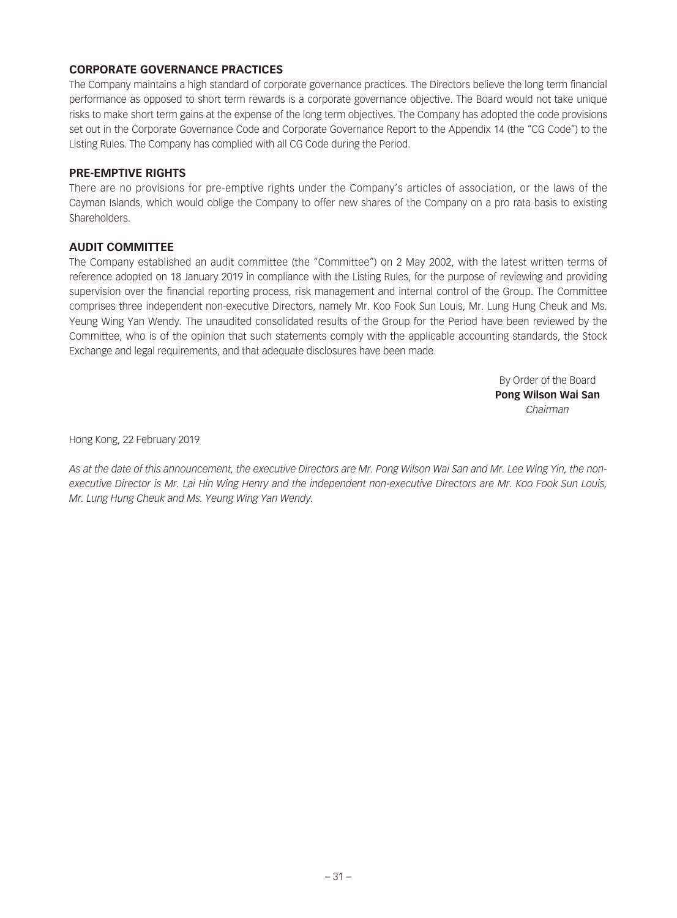## CORPORATE GOVERNANCE PRACTICES

The Company maintains a high standard of corporate governance practices. The Directors believe the long term financial performance as opposed to short term rewards is a corporate governance objective. The Board would not take unique risks to make short term gains at the expense of the long term objectives. The Company has adopted the code provisions set out in the Corporate Governance Code and Corporate Governance Report to the Appendix 14 (the "CG Code") to the Listing Rules. The Company has complied with all CG Code during the Period.

## PRE-EMPTIVE RIGHTS

There are no provisions for pre-emptive rights under the Company's articles of association, or the laws of the Cayman Islands, which would oblige the Company to offer new shares of the Company on a pro rata basis to existing Shareholders.

## AUDIT COMMITTEE

The Company established an audit committee (the "Committee") on 2 May 2002, with the latest written terms of reference adopted on 18 January 2019 in compliance with the Listing Rules, for the purpose of reviewing and providing supervision over the financial reporting process, risk management and internal control of the Group. The Committee comprises three independent non-executive Directors, namely Mr. Koo Fook Sun Louis, Mr. Lung Hung Cheuk and Ms. Yeung Wing Yan Wendy. The unaudited consolidated results of the Group for the Period have been reviewed by the Committee, who is of the opinion that such statements comply with the applicable accounting standards, the Stock Exchange and legal requirements, and that adequate disclosures have been made.

By Order of the Board
**Pong Wilson Wai San**
*Chairman*

Hong Kong, 22 February 2019

*As at the date of this announcement, the executive Directors are Mr. Pong Wilson Wai San and Mr. Lee Wing Yin, the non-executive Director is Mr. Lai Hin Wing Henry and the independent non-executive Directors are Mr. Koo Fook Sun Louis, Mr. Lung Hung Cheuk and Ms. Yeung Wing Yan Wendy.*